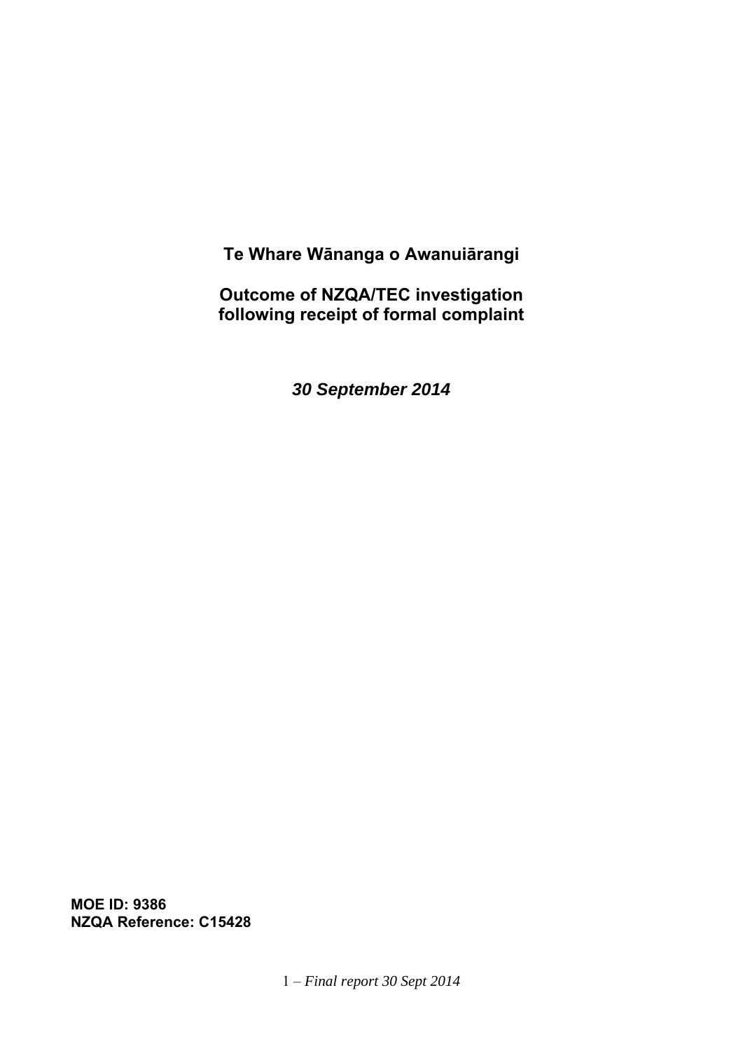**Te Whare Wānanga o Awanuiārangi**

**Outcome of NZQA/TEC investigation following receipt of formal complaint**

***30 September 2014***

**MOE ID: 9386**
**NZQA Reference: C15428**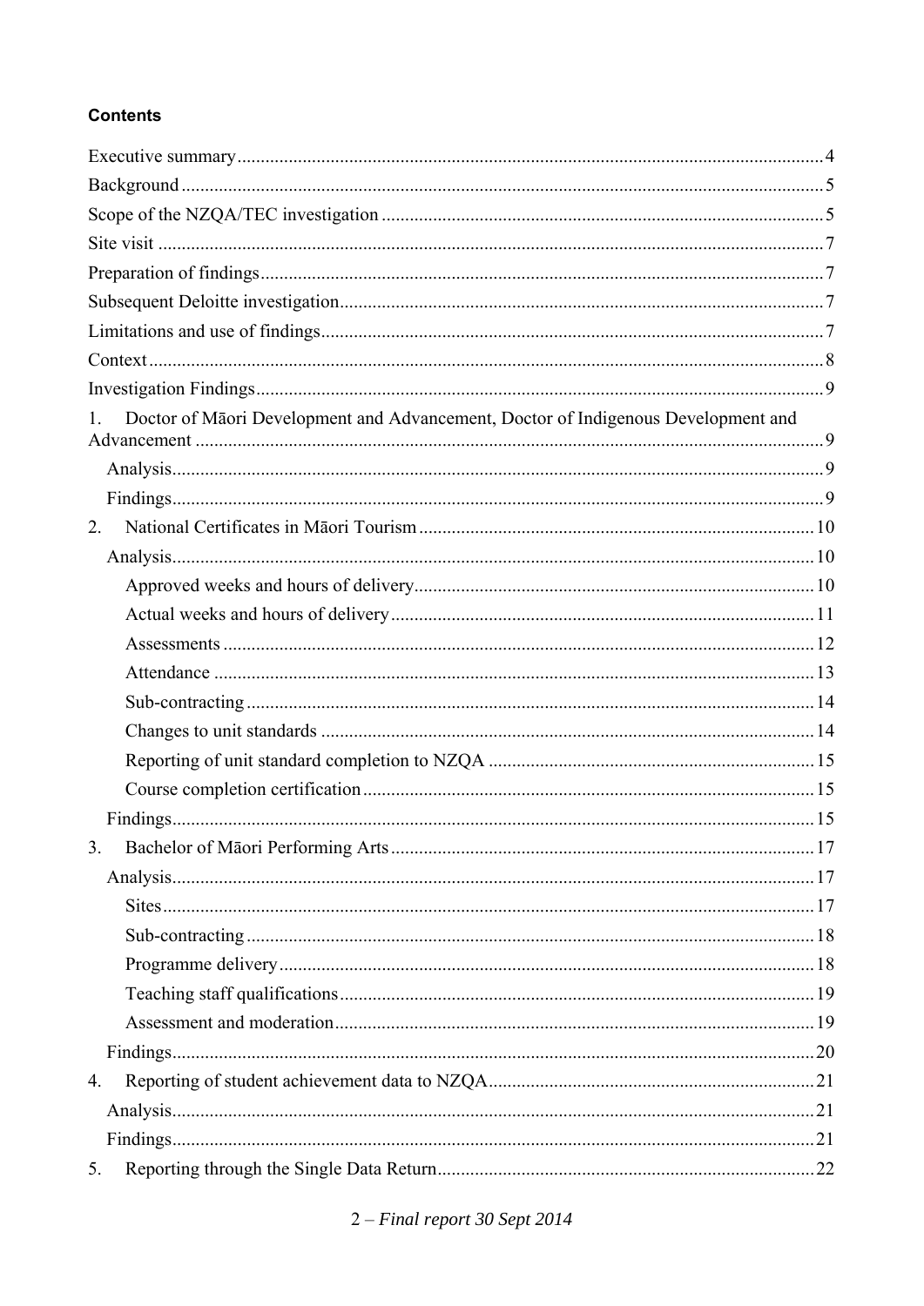**Contents**

Executive summary .......... 4
Background .......... 5
Scope of the NZQA/TEC investigation .......... 5
Site visit .......... 7
Preparation of findings .......... 7
Subsequent Deloitte investigation .......... 7
Limitations and use of findings .......... 7
Context .......... 8
Investigation Findings .......... 9

1. Doctor of Māori Development and Advancement, Doctor of Indigenous Development and Advancement .......... 9
   - Analysis .......... 9
   - Findings .......... 9
2. National Certificates in Māori Tourism .......... 10
   - Analysis .......... 10
     - Approved weeks and hours of delivery .......... 10
     - Actual weeks and hours of delivery .......... 11
     - Assessments .......... 12
     - Attendance .......... 13
     - Sub-contracting .......... 14
     - Changes to unit standards .......... 14
     - Reporting of unit standard completion to NZQA .......... 15
     - Course completion certification .......... 15
   - Findings .......... 15
3. Bachelor of Māori Performing Arts .......... 17
   - Analysis .......... 17
     - Sites .......... 17
     - Sub-contracting .......... 18
     - Programme delivery .......... 18
     - Teaching staff qualifications .......... 19
     - Assessment and moderation .......... 19
   - Findings .......... 20
4. Reporting of student achievement data to NZQA .......... 21
   - Analysis .......... 21
   - Findings .......... 21
5. Reporting through the Single Data Return .......... 22

2 – *Final report 30 Sept 2014*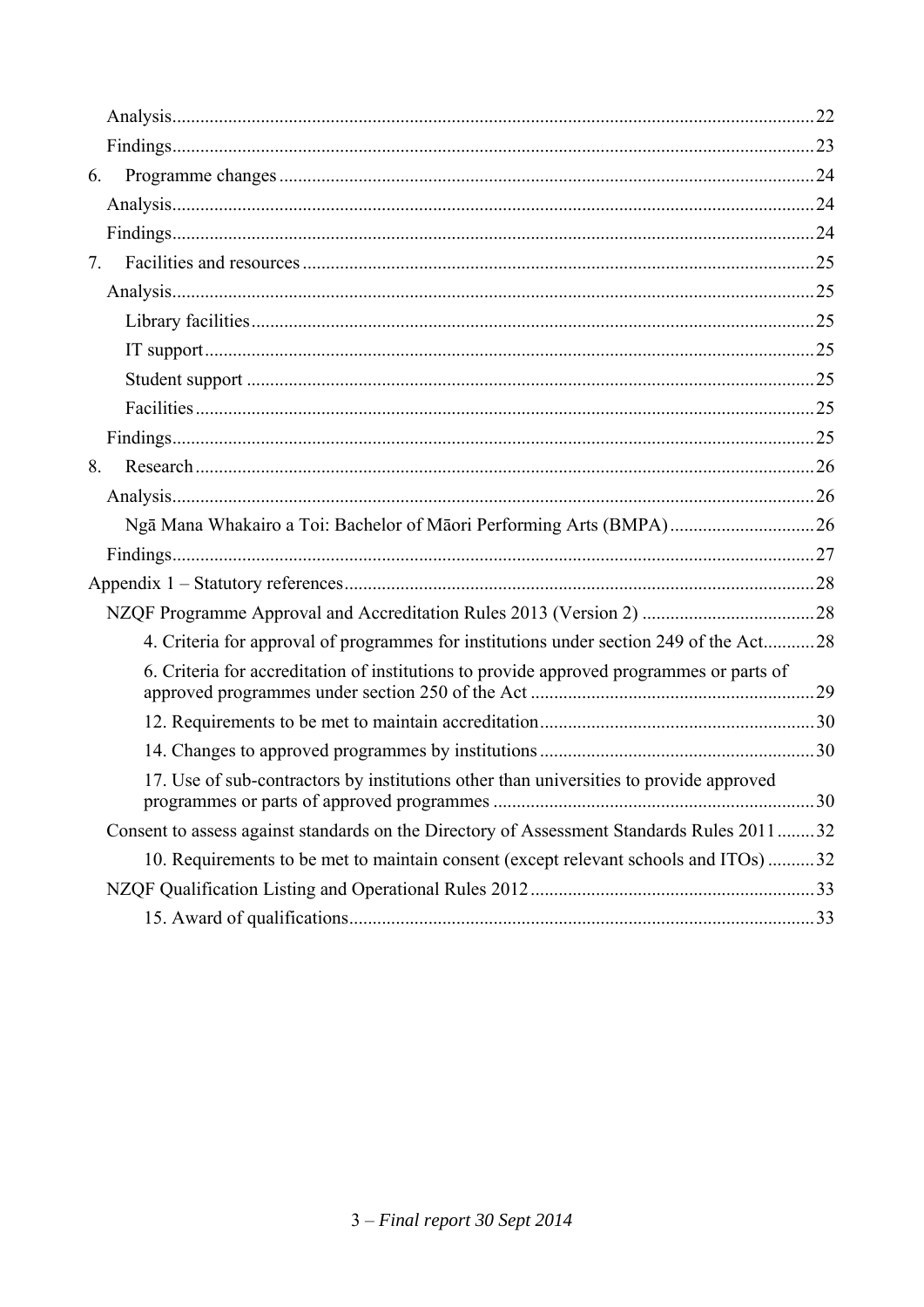Analysis ........ 22

Findings ........ 23

6. Programme changes ........ 24

Analysis ........ 24

Findings ........ 24

7. Facilities and resources ........ 25

Analysis ........ 25

Library facilities ........ 25

IT support ........ 25

Student support ........ 25

Facilities ........ 25

Findings ........ 25

8. Research ........ 26

Analysis ........ 26

Ngā Mana Whakairo a Toi: Bachelor of Māori Performing Arts (BMPA) ........ 26

Findings ........ 27

Appendix 1 – Statutory references ........ 28

NZQF Programme Approval and Accreditation Rules 2013 (Version 2) ........ 28

4. Criteria for approval of programmes for institutions under section 249 of the Act ........ 28

6. Criteria for accreditation of institutions to provide approved programmes or parts of approved programmes under section 250 of the Act ........ 29

12. Requirements to be met to maintain accreditation ........ 30

14. Changes to approved programmes by institutions ........ 30

17. Use of sub-contractors by institutions other than universities to provide approved programmes or parts of approved programmes ........ 30

Consent to assess against standards on the Directory of Assessment Standards Rules 2011 ........ 32

10. Requirements to be met to maintain consent (except relevant schools and ITOs) ........ 32

NZQF Qualification Listing and Operational Rules 2012 ........ 33

15. Award of qualifications ........ 33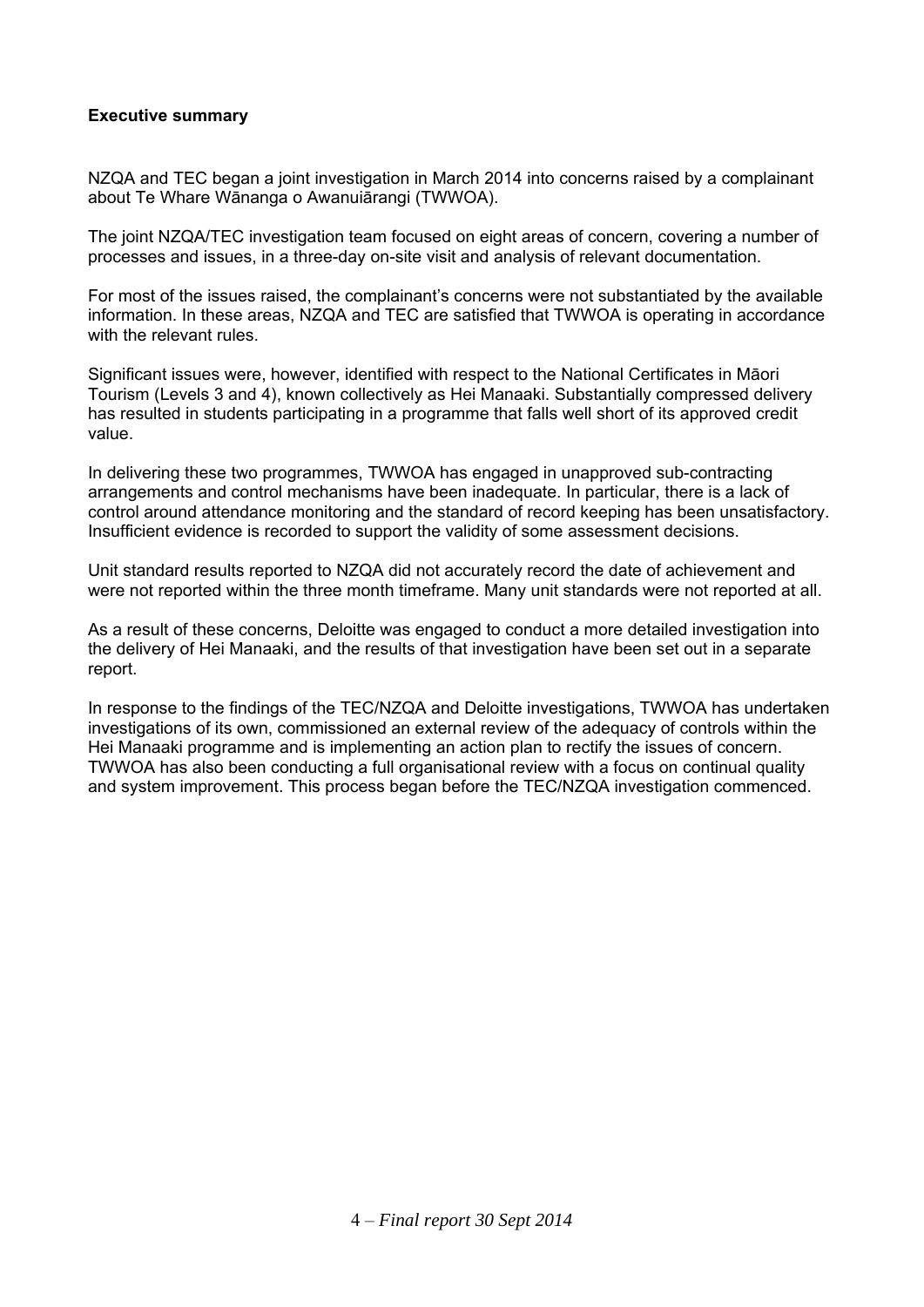**Executive summary**

NZQA and TEC began a joint investigation in March 2014 into concerns raised by a complainant about Te Whare Wānanga o Awanuiārangi (TWWOA).

The joint NZQA/TEC investigation team focused on eight areas of concern, covering a number of processes and issues, in a three-day on-site visit and analysis of relevant documentation.

For most of the issues raised, the complainant's concerns were not substantiated by the available information. In these areas, NZQA and TEC are satisfied that TWWOA is operating in accordance with the relevant rules.

Significant issues were, however, identified with respect to the National Certificates in Māori Tourism (Levels 3 and 4), known collectively as Hei Manaaki. Substantially compressed delivery has resulted in students participating in a programme that falls well short of its approved credit value.

In delivering these two programmes, TWWOA has engaged in unapproved sub-contracting arrangements and control mechanisms have been inadequate. In particular, there is a lack of control around attendance monitoring and the standard of record keeping has been unsatisfactory. Insufficient evidence is recorded to support the validity of some assessment decisions.

Unit standard results reported to NZQA did not accurately record the date of achievement and were not reported within the three month timeframe. Many unit standards were not reported at all.

As a result of these concerns, Deloitte was engaged to conduct a more detailed investigation into the delivery of Hei Manaaki, and the results of that investigation have been set out in a separate report.

In response to the findings of the TEC/NZQA and Deloitte investigations, TWWOA has undertaken investigations of its own, commissioned an external review of the adequacy of controls within the Hei Manaaki programme and is implementing an action plan to rectify the issues of concern. TWWOA has also been conducting a full organisational review with a focus on continual quality and system improvement. This process began before the TEC/NZQA investigation commenced.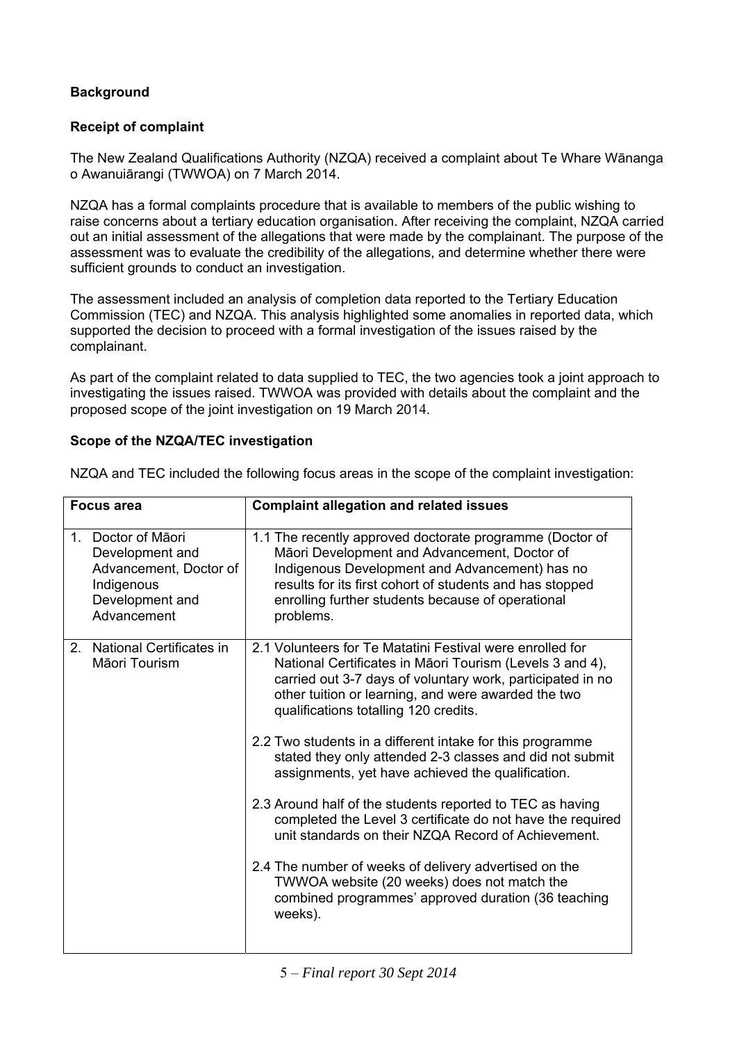**Background**

**Receipt of complaint**

The New Zealand Qualifications Authority (NZQA) received a complaint about Te Whare Wānanga o Awanuiārangi (TWWOA) on 7 March 2014.

NZQA has a formal complaints procedure that is available to members of the public wishing to raise concerns about a tertiary education organisation. After receiving the complaint, NZQA carried out an initial assessment of the allegations that were made by the complainant. The purpose of the assessment was to evaluate the credibility of the allegations, and determine whether there were sufficient grounds to conduct an investigation.

The assessment included an analysis of completion data reported to the Tertiary Education Commission (TEC) and NZQA. This analysis highlighted some anomalies in reported data, which supported the decision to proceed with a formal investigation of the issues raised by the complainant.

As part of the complaint related to data supplied to TEC, the two agencies took a joint approach to investigating the issues raised. TWWOA was provided with details about the complaint and the proposed scope of the joint investigation on 19 March 2014.

**Scope of the NZQA/TEC investigation**

NZQA and TEC included the following focus areas in the scope of the complaint investigation:

| Focus area | Complaint allegation and related issues |
|---|---|
| 1. Doctor of Māori Development and Advancement, Doctor of Indigenous Development and Advancement | 1.1 The recently approved doctorate programme (Doctor of Māori Development and Advancement, Doctor of Indigenous Development and Advancement) has no results for its first cohort of students and has stopped enrolling further students because of operational problems. |
| 2. National Certificates in Māori Tourism | 2.1 Volunteers for Te Matatini Festival were enrolled for National Certificates in Māori Tourism (Levels 3 and 4), carried out 3-7 days of voluntary work, participated in no other tuition or learning, and were awarded the two qualifications totalling 120 credits.<br><br>2.2 Two students in a different intake for this programme stated they only attended 2-3 classes and did not submit assignments, yet have achieved the qualification.<br><br>2.3 Around half of the students reported to TEC as having completed the Level 3 certificate do not have the required unit standards on their NZQA Record of Achievement.<br><br>2.4 The number of weeks of delivery advertised on the TWWOA website (20 weeks) does not match the combined programmes' approved duration (36 teaching weeks). |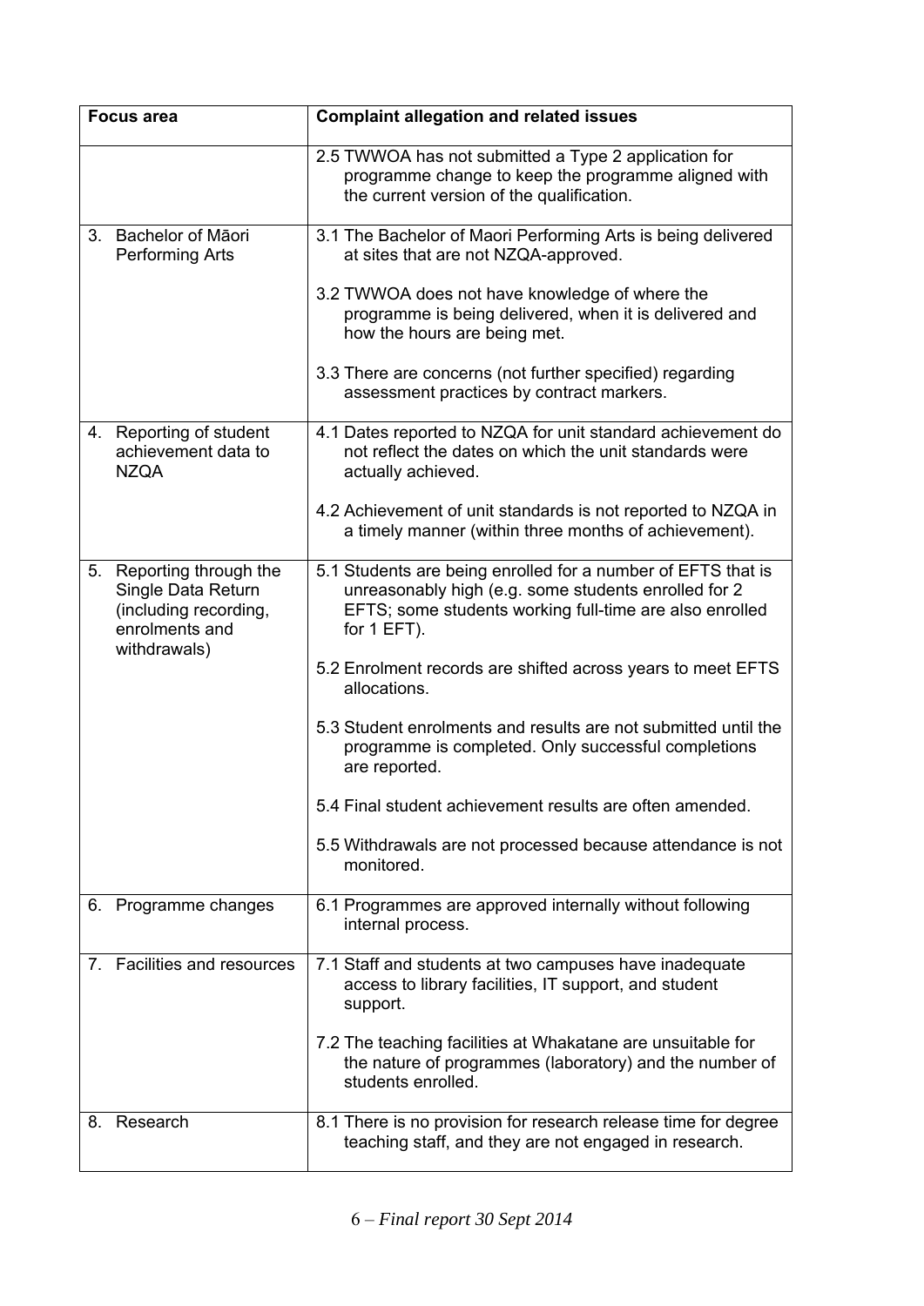| Focus area | Complaint allegation and related issues |
|---|---|
| | 2.5 TWWOA has not submitted a Type 2 application for programme change to keep the programme aligned with the current version of the qualification. |
| 3. Bachelor of Māori Performing Arts | 3.1 The Bachelor of Maori Performing Arts is being delivered at sites that are not NZQA-approved.<br><br>3.2 TWWOA does not have knowledge of where the programme is being delivered, when it is delivered and how the hours are being met.<br><br>3.3 There are concerns (not further specified) regarding assessment practices by contract markers. |
| 4. Reporting of student achievement data to NZQA | 4.1 Dates reported to NZQA for unit standard achievement do not reflect the dates on which the unit standards were actually achieved.<br><br>4.2 Achievement of unit standards is not reported to NZQA in a timely manner (within three months of achievement). |
| 5. Reporting through the Single Data Return (including recording, enrolments and withdrawals) | 5.1 Students are being enrolled for a number of EFTS that is unreasonably high (e.g. some students enrolled for 2 EFTS; some students working full-time are also enrolled for 1 EFT).<br><br>5.2 Enrolment records are shifted across years to meet EFTS allocations.<br><br>5.3 Student enrolments and results are not submitted until the programme is completed. Only successful completions are reported.<br><br>5.4 Final student achievement results are often amended.<br><br>5.5 Withdrawals are not processed because attendance is not monitored. |
| 6. Programme changes | 6.1 Programmes are approved internally without following internal process. |
| 7. Facilities and resources | 7.1 Staff and students at two campuses have inadequate access to library facilities, IT support, and student support.<br><br>7.2 The teaching facilities at Whakatane are unsuitable for the nature of programmes (laboratory) and the number of students enrolled. |
| 8. Research | 8.1 There is no provision for research release time for degree teaching staff, and they are not engaged in research. |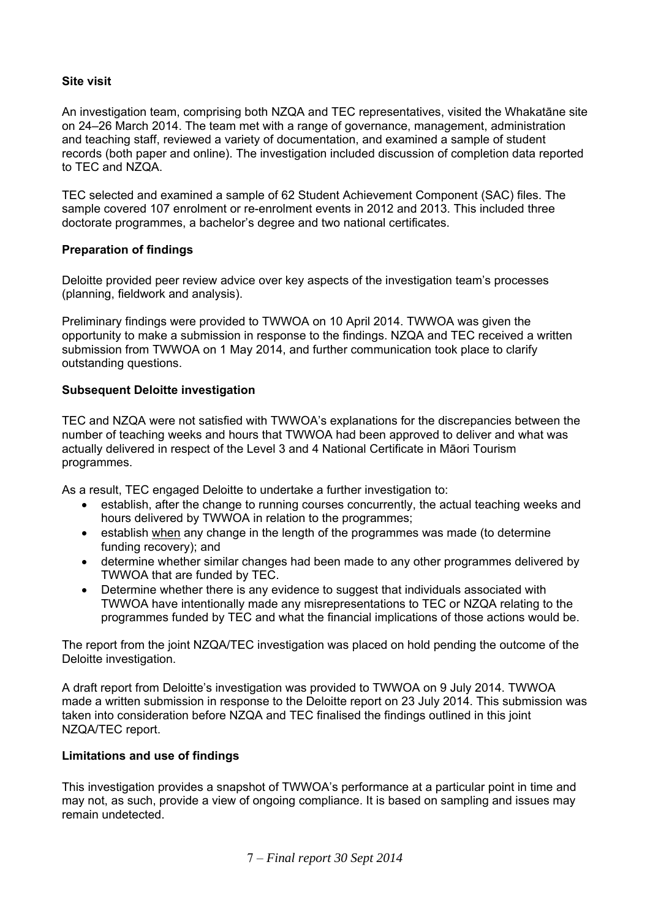**Site visit**

An investigation team, comprising both NZQA and TEC representatives, visited the Whakatāne site on 24–26 March 2014. The team met with a range of governance, management, administration and teaching staff, reviewed a variety of documentation, and examined a sample of student records (both paper and online). The investigation included discussion of completion data reported to TEC and NZQA.

TEC selected and examined a sample of 62 Student Achievement Component (SAC) files. The sample covered 107 enrolment or re-enrolment events in 2012 and 2013. This included three doctorate programmes, a bachelor's degree and two national certificates.

**Preparation of findings**

Deloitte provided peer review advice over key aspects of the investigation team's processes (planning, fieldwork and analysis).

Preliminary findings were provided to TWWOA on 10 April 2014. TWWOA was given the opportunity to make a submission in response to the findings. NZQA and TEC received a written submission from TWWOA on 1 May 2014, and further communication took place to clarify outstanding questions.

**Subsequent Deloitte investigation**

TEC and NZQA were not satisfied with TWWOA's explanations for the discrepancies between the number of teaching weeks and hours that TWWOA had been approved to deliver and what was actually delivered in respect of the Level 3 and 4 National Certificate in Māori Tourism programmes.

As a result, TEC engaged Deloitte to undertake a further investigation to:

- establish, after the change to running courses concurrently, the actual teaching weeks and hours delivered by TWWOA in relation to the programmes;
- establish when any change in the length of the programmes was made (to determine funding recovery); and
- determine whether similar changes had been made to any other programmes delivered by TWWOA that are funded by TEC.
- Determine whether there is any evidence to suggest that individuals associated with TWWOA have intentionally made any misrepresentations to TEC or NZQA relating to the programmes funded by TEC and what the financial implications of those actions would be.

The report from the joint NZQA/TEC investigation was placed on hold pending the outcome of the Deloitte investigation.

A draft report from Deloitte's investigation was provided to TWWOA on 9 July 2014. TWWOA made a written submission in response to the Deloitte report on 23 July 2014. This submission was taken into consideration before NZQA and TEC finalised the findings outlined in this joint NZQA/TEC report.

**Limitations and use of findings**

This investigation provides a snapshot of TWWOA's performance at a particular point in time and may not, as such, provide a view of ongoing compliance. It is based on sampling and issues may remain undetected.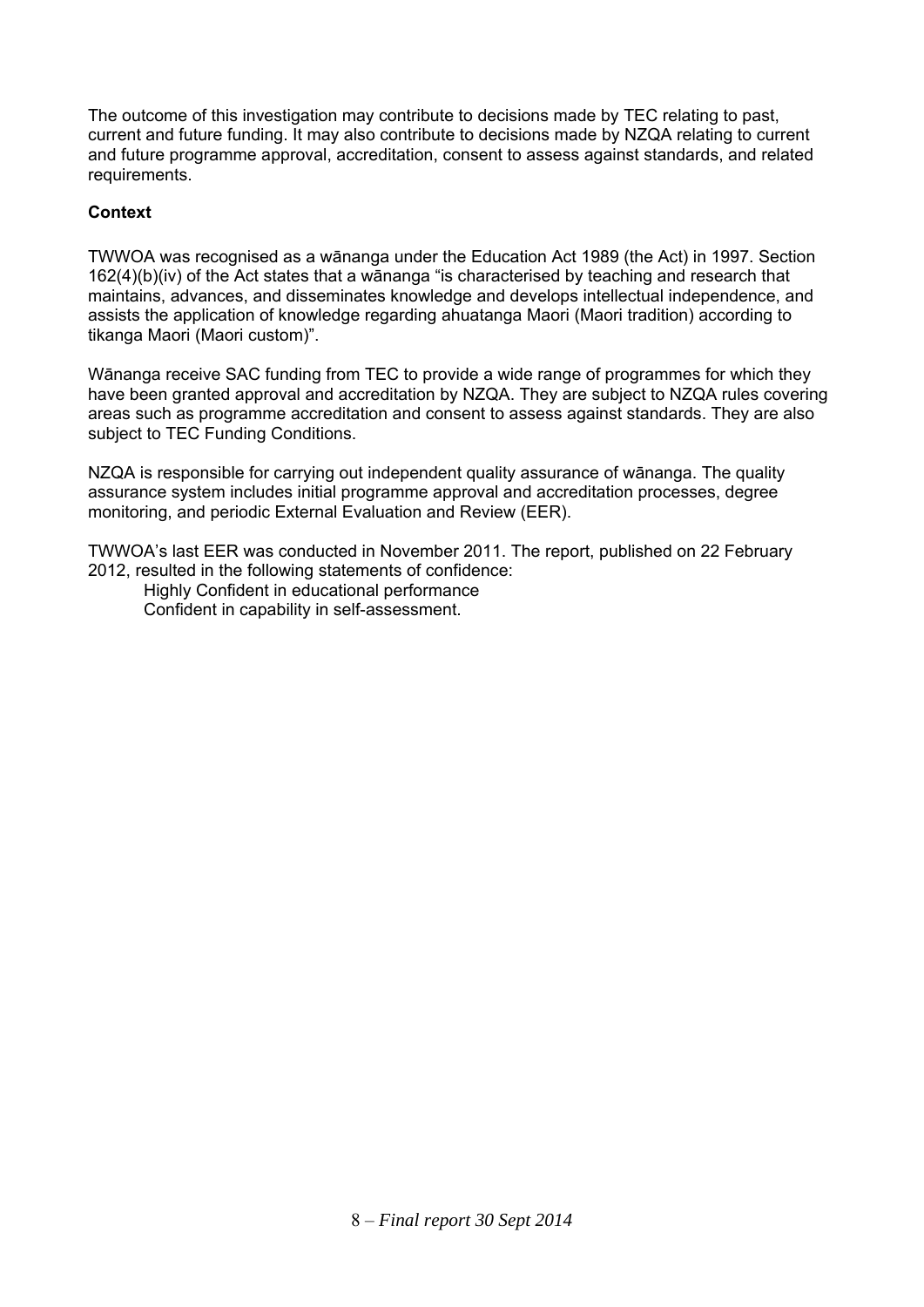The outcome of this investigation may contribute to decisions made by TEC relating to past, current and future funding. It may also contribute to decisions made by NZQA relating to current and future programme approval, accreditation, consent to assess against standards, and related requirements.

**Context**

TWWOA was recognised as a wānanga under the Education Act 1989 (the Act) in 1997. Section 162(4)(b)(iv) of the Act states that a wānanga "is characterised by teaching and research that maintains, advances, and disseminates knowledge and develops intellectual independence, and assists the application of knowledge regarding ahuatanga Maori (Maori tradition) according to tikanga Maori (Maori custom)".

Wānanga receive SAC funding from TEC to provide a wide range of programmes for which they have been granted approval and accreditation by NZQA. They are subject to NZQA rules covering areas such as programme accreditation and consent to assess against standards. They are also subject to TEC Funding Conditions.

NZQA is responsible for carrying out independent quality assurance of wānanga. The quality assurance system includes initial programme approval and accreditation processes, degree monitoring, and periodic External Evaluation and Review (EER).

TWWOA's last EER was conducted in November 2011. The report, published on 22 February 2012, resulted in the following statements of confidence:

Highly Confident in educational performance
Confident in capability in self-assessment.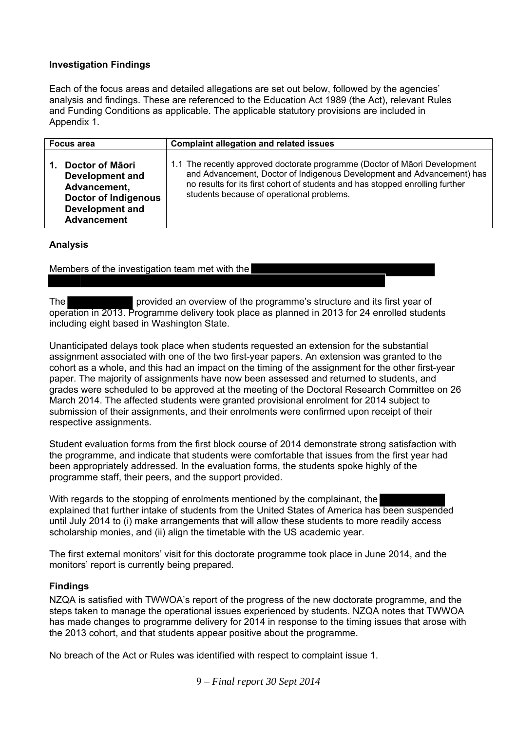**Investigation Findings**

Each of the focus areas and detailed allegations are set out below, followed by the agencies' analysis and findings. These are referenced to the Education Act 1989 (the Act), relevant Rules and Funding Conditions as applicable. The applicable statutory provisions are included in Appendix 1.

| Focus area | Complaint allegation and related issues |
|---|---|
| **1. Doctor of Māori Development and Advancement, Doctor of Indigenous Development and Advancement** | 1.1 The recently approved doctorate programme (Doctor of Māori Development and Advancement, Doctor of Indigenous Development and Advancement) has no results for its first cohort of students and has stopped enrolling further students because of operational problems. |

**Analysis**

Members of the investigation team met with the

The provided an overview of the programme's structure and its first year of operation in 2013. Programme delivery took place as planned in 2013 for 24 enrolled students including eight based in Washington State.

Unanticipated delays took place when students requested an extension for the substantial assignment associated with one of the two first-year papers. An extension was granted to the cohort as a whole, and this had an impact on the timing of the assignment for the other first-year paper. The majority of assignments have now been assessed and returned to students, and grades were scheduled to be approved at the meeting of the Doctoral Research Committee on 26 March 2014. The affected students were granted provisional enrolment for 2014 subject to submission of their assignments, and their enrolments were confirmed upon receipt of their respective assignments.

Student evaluation forms from the first block course of 2014 demonstrate strong satisfaction with the programme, and indicate that students were comfortable that issues from the first year had been appropriately addressed. In the evaluation forms, the students spoke highly of the programme staff, their peers, and the support provided.

With regards to the stopping of enrolments mentioned by the complainant, the explained that further intake of students from the United States of America has been suspended until July 2014 to (i) make arrangements that will allow these students to more readily access scholarship monies, and (ii) align the timetable with the US academic year.

The first external monitors' visit for this doctorate programme took place in June 2014, and the monitors' report is currently being prepared.

**Findings**

NZQA is satisfied with TWWOA's report of the progress of the new doctorate programme, and the steps taken to manage the operational issues experienced by students. NZQA notes that TWWOA has made changes to programme delivery for 2014 in response to the timing issues that arose with the 2013 cohort, and that students appear positive about the programme.

No breach of the Act or Rules was identified with respect to complaint issue 1.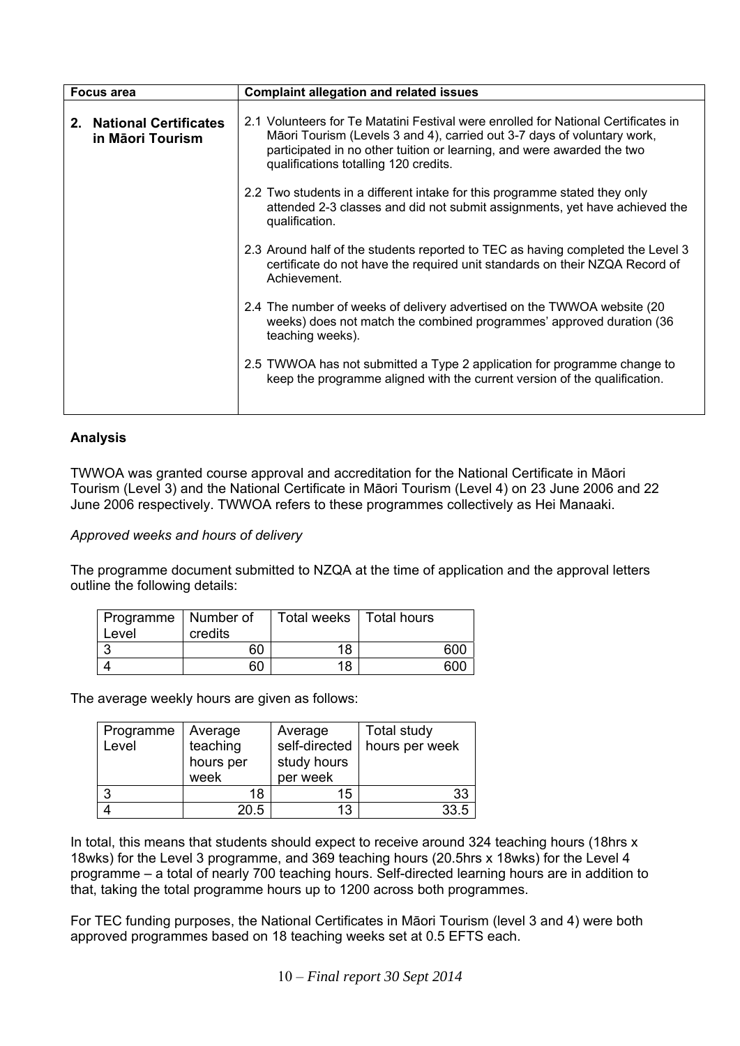| Focus area | Complaint allegation and related issues |
|---|---|
| **2. National Certificates in Māori Tourism** | 2.1 Volunteers for Te Matatini Festival were enrolled for National Certificates in Māori Tourism (Levels 3 and 4), carried out 3-7 days of voluntary work, participated in no other tuition or learning, and were awarded the two qualifications totalling 120 credits.<br><br>2.2 Two students in a different intake for this programme stated they only attended 2-3 classes and did not submit assignments, yet have achieved the qualification.<br><br>2.3 Around half of the students reported to TEC as having completed the Level 3 certificate do not have the required unit standards on their NZQA Record of Achievement.<br><br>2.4 The number of weeks of delivery advertised on the TWWOA website (20 weeks) does not match the combined programmes' approved duration (36 teaching weeks).<br><br>2.5 TWWOA has not submitted a Type 2 application for programme change to keep the programme aligned with the current version of the qualification. |

**Analysis**

TWWOA was granted course approval and accreditation for the National Certificate in Māori Tourism (Level 3) and the National Certificate in Māori Tourism (Level 4) on 23 June 2006 and 22 June 2006 respectively. TWWOA refers to these programmes collectively as Hei Manaaki.

*Approved weeks and hours of delivery*

The programme document submitted to NZQA at the time of application and the approval letters outline the following details:

| Programme Level | Number of credits | Total weeks | Total hours |
|---|---|---|---|
| 3 | 60 | 18 | 600 |
| 4 | 60 | 18 | 600 |

The average weekly hours are given as follows:

| Programme Level | Average teaching hours per week | Average self-directed study hours per week | Total study hours per week |
|---|---|---|---|
| 3 | 18 | 15 | 33 |
| 4 | 20.5 | 13 | 33.5 |

In total, this means that students should expect to receive around 324 teaching hours (18hrs x 18wks) for the Level 3 programme, and 369 teaching hours (20.5hrs x 18wks) for the Level 4 programme – a total of nearly 700 teaching hours. Self-directed learning hours are in addition to that, taking the total programme hours up to 1200 across both programmes.

For TEC funding purposes, the National Certificates in Māori Tourism (level 3 and 4) were both approved programmes based on 18 teaching weeks set at 0.5 EFTS each.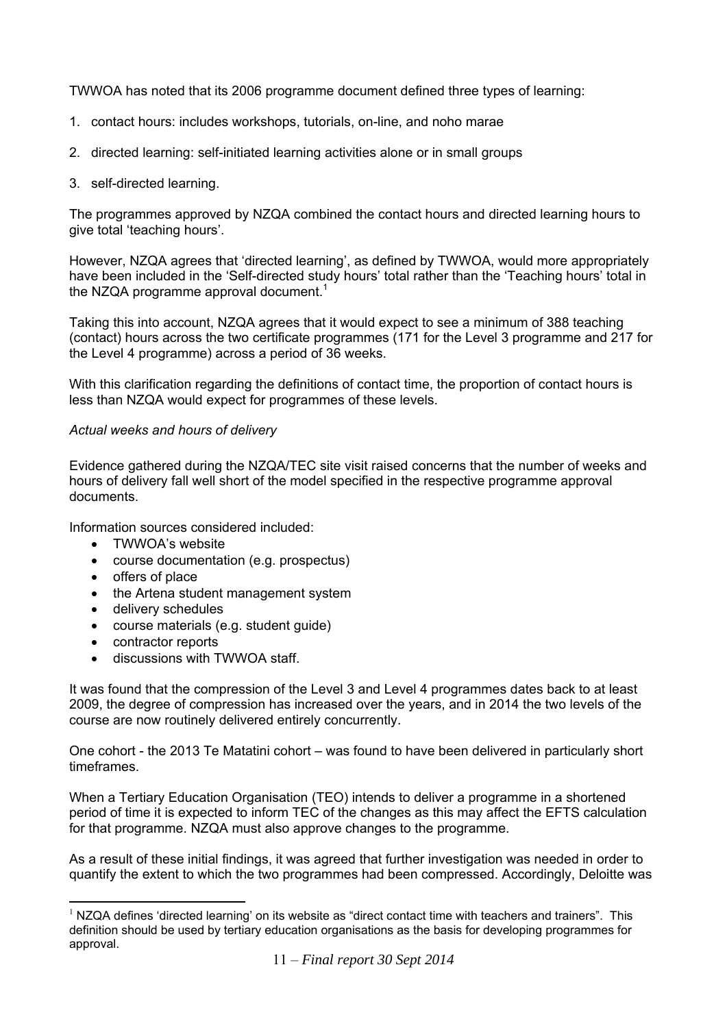TWWOA has noted that its 2006 programme document defined three types of learning:

1. contact hours: includes workshops, tutorials, on-line, and noho marae
2. directed learning: self-initiated learning activities alone or in small groups
3. self-directed learning.

The programmes approved by NZQA combined the contact hours and directed learning hours to give total 'teaching hours'.

However, NZQA agrees that 'directed learning', as defined by TWWOA, would more appropriately have been included in the 'Self-directed study hours' total rather than the 'Teaching hours' total in the NZQA programme approval document.[1]

Taking this into account, NZQA agrees that it would expect to see a minimum of 388 teaching (contact) hours across the two certificate programmes (171 for the Level 3 programme and 217 for the Level 4 programme) across a period of 36 weeks.

With this clarification regarding the definitions of contact time, the proportion of contact hours is less than NZQA would expect for programmes of these levels.

*Actual weeks and hours of delivery*

Evidence gathered during the NZQA/TEC site visit raised concerns that the number of weeks and hours of delivery fall well short of the model specified in the respective programme approval documents.

Information sources considered included:

- TWWOA's website
- course documentation (e.g. prospectus)
- offers of place
- the Artena student management system
- delivery schedules
- course materials (e.g. student guide)
- contractor reports
- discussions with TWWOA staff.

It was found that the compression of the Level 3 and Level 4 programmes dates back to at least 2009, the degree of compression has increased over the years, and in 2014 the two levels of the course are now routinely delivered entirely concurrently.

One cohort - the 2013 Te Matatini cohort – was found to have been delivered in particularly short timeframes.

When a Tertiary Education Organisation (TEO) intends to deliver a programme in a shortened period of time it is expected to inform TEC of the changes as this may affect the EFTS calculation for that programme. NZQA must also approve changes to the programme.

As a result of these initial findings, it was agreed that further investigation was needed in order to quantify the extent to which the two programmes had been compressed. Accordingly, Deloitte was

[1] NZQA defines 'directed learning' on its website as "direct contact time with teachers and trainers". This definition should be used by tertiary education organisations as the basis for developing programmes for approval.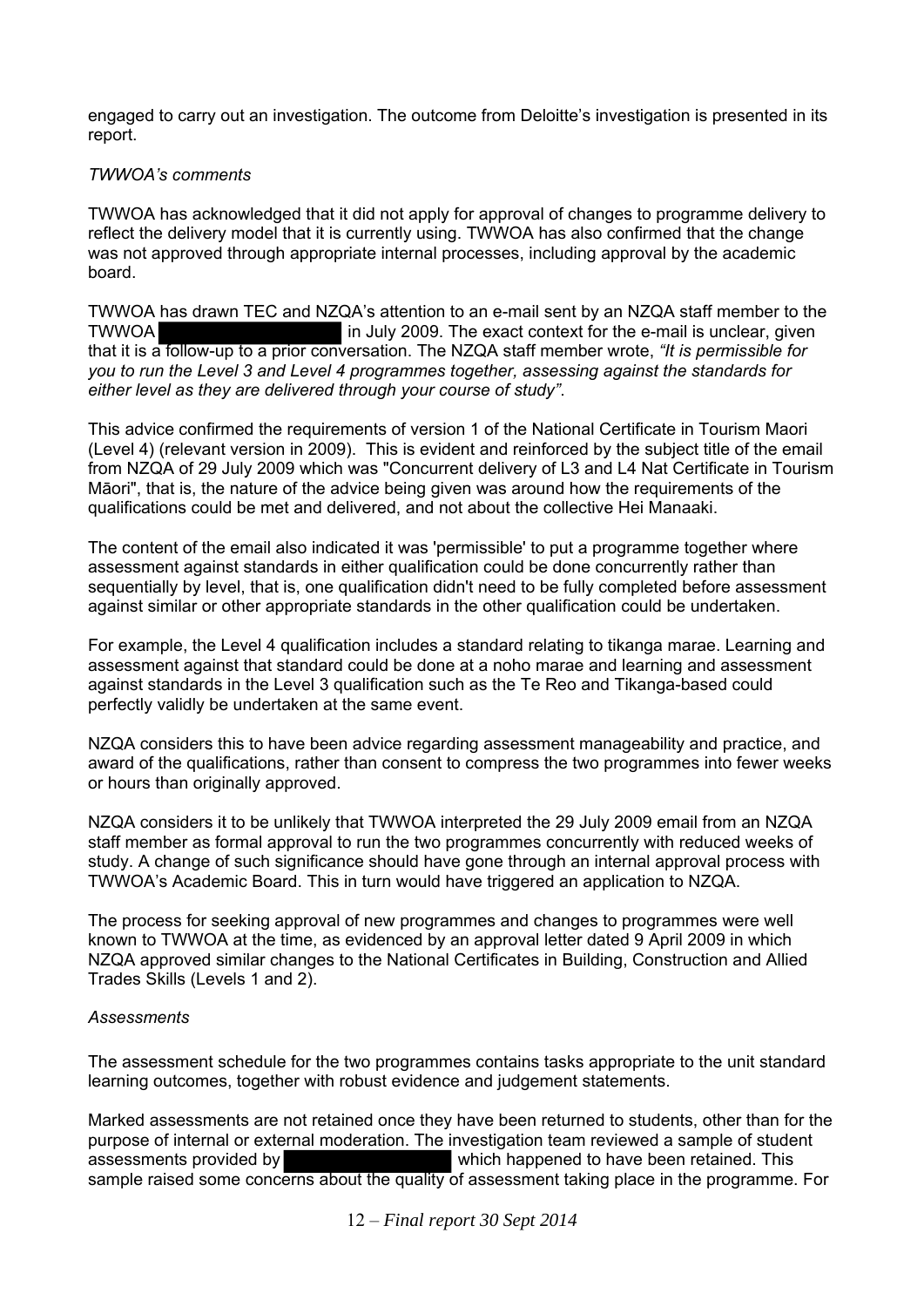engaged to carry out an investigation. The outcome from Deloitte's investigation is presented in its report.

*TWWOA's comments*

TWWOA has acknowledged that it did not apply for approval of changes to programme delivery to reflect the delivery model that it is currently using. TWWOA has also confirmed that the change was not approved through appropriate internal processes, including approval by the academic board.

TWWOA has drawn TEC and NZQA's attention to an e-mail sent by an NZQA staff member to the TWWOA ██████████████ in July 2009. The exact context for the e-mail is unclear, given that it is a follow-up to a prior conversation. The NZQA staff member wrote, *"It is permissible for you to run the Level 3 and Level 4 programmes together, assessing against the standards for either level as they are delivered through your course of study"*.

This advice confirmed the requirements of version 1 of the National Certificate in Tourism Maori (Level 4) (relevant version in 2009). This is evident and reinforced by the subject title of the email from NZQA of 29 July 2009 which was "Concurrent delivery of L3 and L4 Nat Certificate in Tourism Māori", that is, the nature of the advice being given was around how the requirements of the qualifications could be met and delivered, and not about the collective Hei Manaaki.

The content of the email also indicated it was 'permissible' to put a programme together where assessment against standards in either qualification could be done concurrently rather than sequentially by level, that is, one qualification didn't need to be fully completed before assessment against similar or other appropriate standards in the other qualification could be undertaken.

For example, the Level 4 qualification includes a standard relating to tikanga marae. Learning and assessment against that standard could be done at a noho marae and learning and assessment against standards in the Level 3 qualification such as the Te Reo and Tikanga-based could perfectly validly be undertaken at the same event.

NZQA considers this to have been advice regarding assessment manageability and practice, and award of the qualifications, rather than consent to compress the two programmes into fewer weeks or hours than originally approved.

NZQA considers it to be unlikely that TWWOA interpreted the 29 July 2009 email from an NZQA staff member as formal approval to run the two programmes concurrently with reduced weeks of study. A change of such significance should have gone through an internal approval process with TWWOA's Academic Board. This in turn would have triggered an application to NZQA.

The process for seeking approval of new programmes and changes to programmes were well known to TWWOA at the time, as evidenced by an approval letter dated 9 April 2009 in which NZQA approved similar changes to the National Certificates in Building, Construction and Allied Trades Skills (Levels 1 and 2).

*Assessments*

The assessment schedule for the two programmes contains tasks appropriate to the unit standard learning outcomes, together with robust evidence and judgement statements.

Marked assessments are not retained once they have been returned to students, other than for the purpose of internal or external moderation. The investigation team reviewed a sample of student assessments provided by ██████████████ which happened to have been retained. This sample raised some concerns about the quality of assessment taking place in the programme. For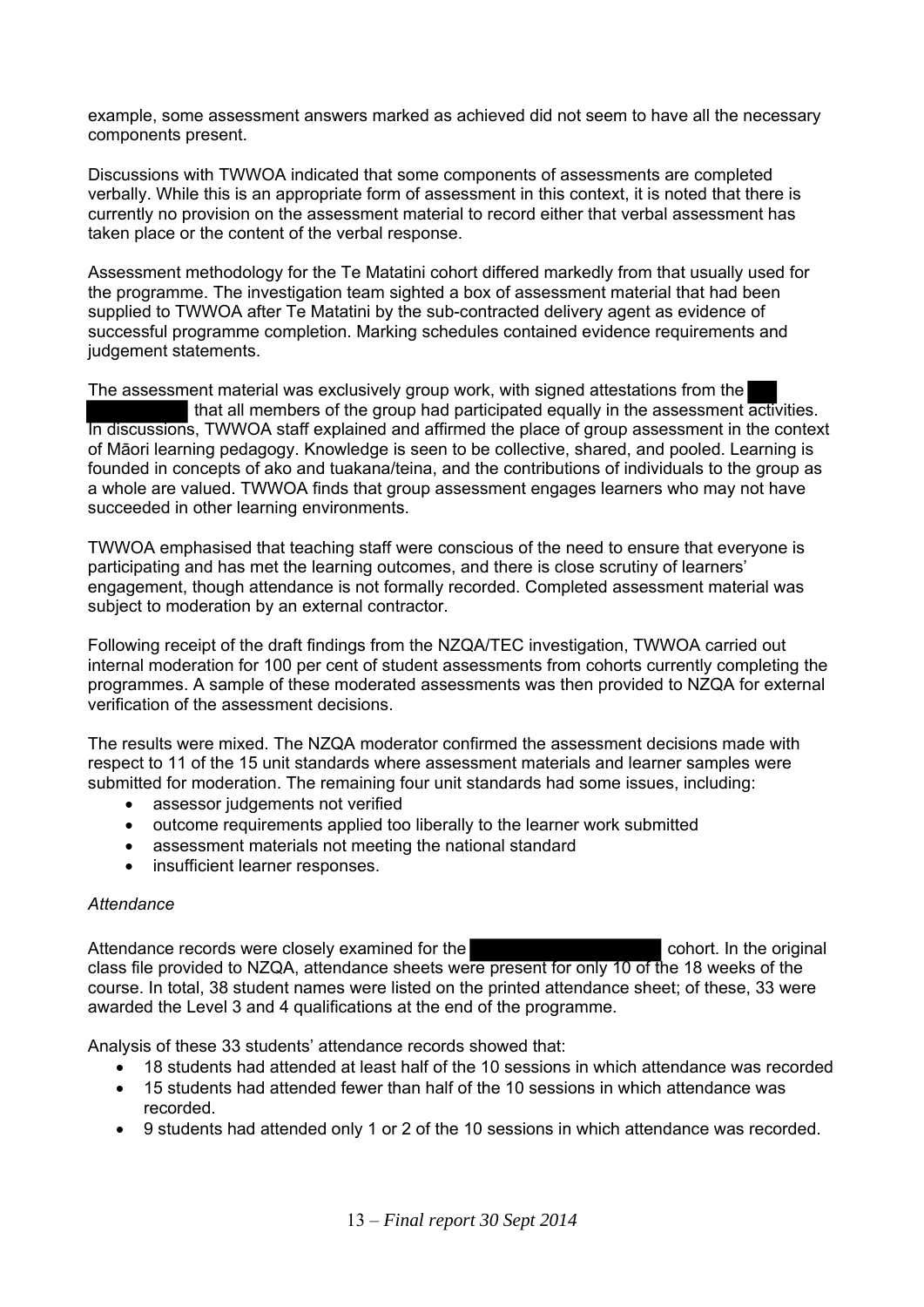example, some assessment answers marked as achieved did not seem to have all the necessary components present.

Discussions with TWWOA indicated that some components of assessments are completed verbally. While this is an appropriate form of assessment in this context, it is noted that there is currently no provision on the assessment material to record either that verbal assessment has taken place or the content of the verbal response.

Assessment methodology for the Te Matatini cohort differed markedly from that usually used for the programme. The investigation team sighted a box of assessment material that had been supplied to TWWOA after Te Matatini by the sub-contracted delivery agent as evidence of successful programme completion. Marking schedules contained evidence requirements and judgement statements.

The assessment material was exclusively group work, with signed attestations from the [redacted] that all members of the group had participated equally in the assessment activities. In discussions, TWWOA staff explained and affirmed the place of group assessment in the context of Māori learning pedagogy. Knowledge is seen to be collective, shared, and pooled. Learning is founded in concepts of ako and tuakana/teina, and the contributions of individuals to the group as a whole are valued. TWWOA finds that group assessment engages learners who may not have succeeded in other learning environments.

TWWOA emphasised that teaching staff were conscious of the need to ensure that everyone is participating and has met the learning outcomes, and there is close scrutiny of learners' engagement, though attendance is not formally recorded. Completed assessment material was subject to moderation by an external contractor.

Following receipt of the draft findings from the NZQA/TEC investigation, TWWOA carried out internal moderation for 100 per cent of student assessments from cohorts currently completing the programmes. A sample of these moderated assessments was then provided to NZQA for external verification of the assessment decisions.

The results were mixed. The NZQA moderator confirmed the assessment decisions made with respect to 11 of the 15 unit standards where assessment materials and learner samples were submitted for moderation. The remaining four unit standards had some issues, including:

- assessor judgements not verified
- outcome requirements applied too liberally to the learner work submitted
- assessment materials not meeting the national standard
- insufficient learner responses.

*Attendance*

Attendance records were closely examined for the [redacted] cohort. In the original class file provided to NZQA, attendance sheets were present for only 10 of the 18 weeks of the course. In total, 38 student names were listed on the printed attendance sheet; of these, 33 were awarded the Level 3 and 4 qualifications at the end of the programme.

Analysis of these 33 students' attendance records showed that:

- 18 students had attended at least half of the 10 sessions in which attendance was recorded
- 15 students had attended fewer than half of the 10 sessions in which attendance was recorded.
- 9 students had attended only 1 or 2 of the 10 sessions in which attendance was recorded.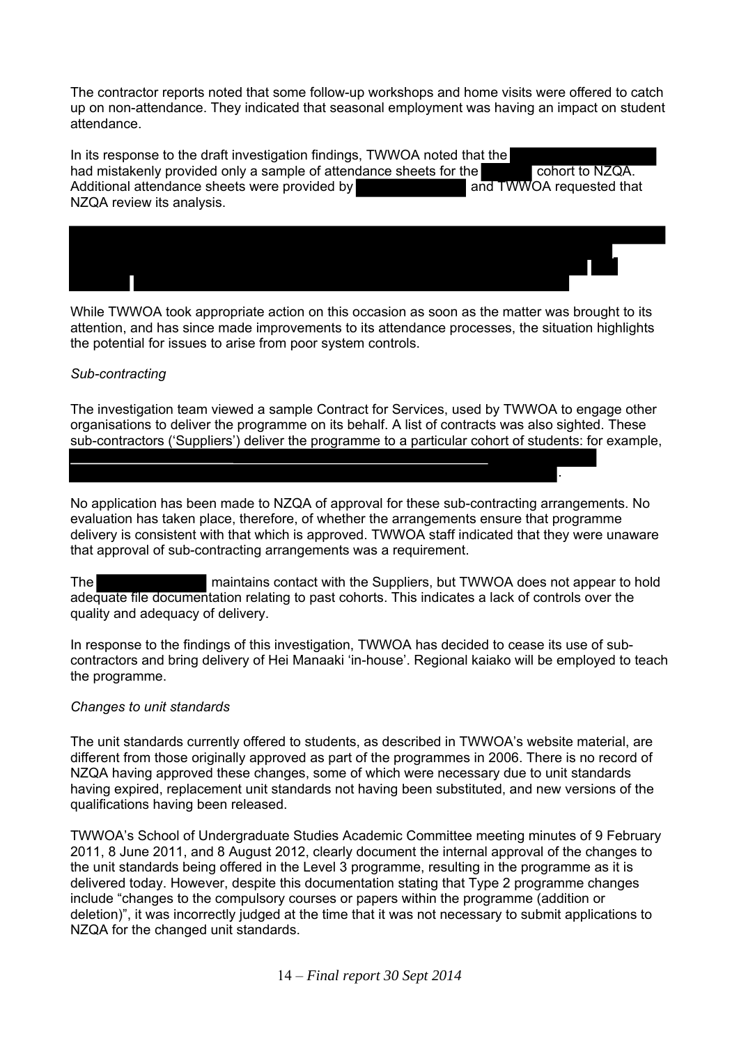The contractor reports noted that some follow-up workshops and home visits were offered to catch up on non-attendance. They indicated that seasonal employment was having an impact on student attendance.

In its response to the draft investigation findings, TWWOA noted that the had mistakenly provided only a sample of attendance sheets for the cohort to NZQA. Additional attendance sheets were provided by and TWWOA requested that NZQA review its analysis.

While TWWOA took appropriate action on this occasion as soon as the matter was brought to its attention, and has since made improvements to its attendance processes, the situation highlights the potential for issues to arise from poor system controls.

*Sub-contracting*

The investigation team viewed a sample Contract for Services, used by TWWOA to engage other organisations to deliver the programme on its behalf. A list of contracts was also sighted. These sub-contractors ('Suppliers') deliver the programme to a particular cohort of students: for example, .

No application has been made to NZQA of approval for these sub-contracting arrangements. No evaluation has taken place, therefore, of whether the arrangements ensure that programme delivery is consistent with that which is approved. TWWOA staff indicated that they were unaware that approval of sub-contracting arrangements was a requirement.

The maintains contact with the Suppliers, but TWWOA does not appear to hold adequate file documentation relating to past cohorts. This indicates a lack of controls over the quality and adequacy of delivery.

In response to the findings of this investigation, TWWOA has decided to cease its use of sub-contractors and bring delivery of Hei Manaaki 'in-house'. Regional kaiako will be employed to teach the programme.

*Changes to unit standards*

The unit standards currently offered to students, as described in TWWOA's website material, are different from those originally approved as part of the programmes in 2006. There is no record of NZQA having approved these changes, some of which were necessary due to unit standards having expired, replacement unit standards not having been substituted, and new versions of the qualifications having been released.

TWWOA's School of Undergraduate Studies Academic Committee meeting minutes of 9 February 2011, 8 June 2011, and 8 August 2012, clearly document the internal approval of the changes to the unit standards being offered in the Level 3 programme, resulting in the programme as it is delivered today. However, despite this documentation stating that Type 2 programme changes include "changes to the compulsory courses or papers within the programme (addition or deletion)", it was incorrectly judged at the time that it was not necessary to submit applications to NZQA for the changed unit standards.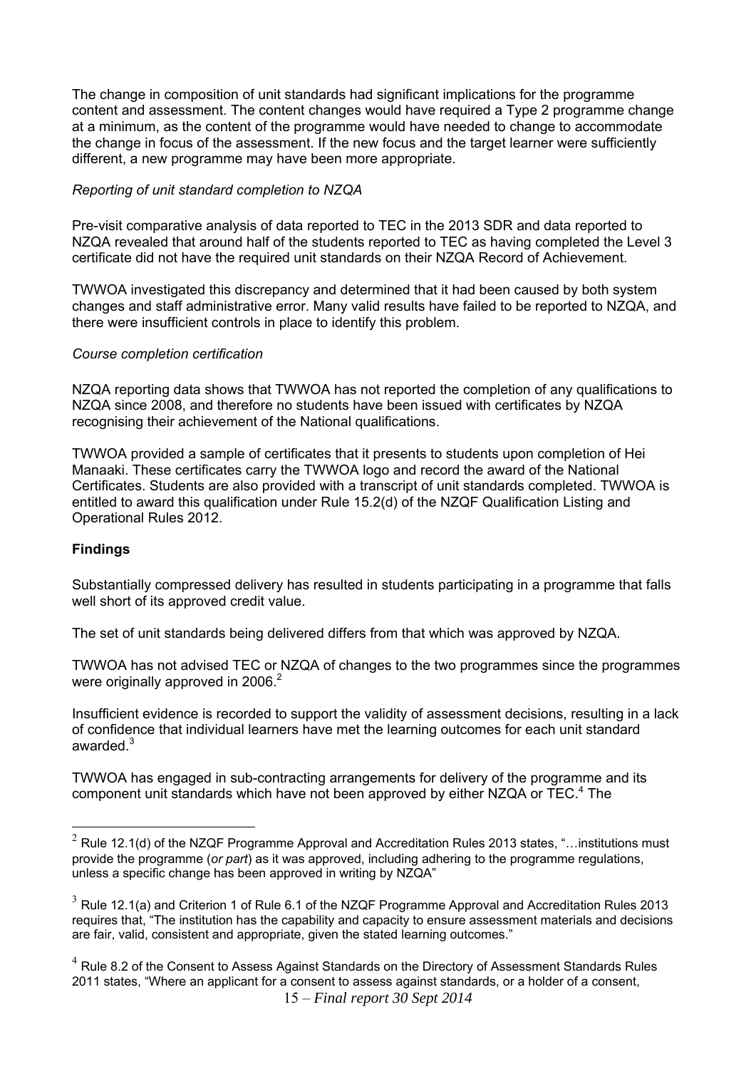The change in composition of unit standards had significant implications for the programme content and assessment. The content changes would have required a Type 2 programme change at a minimum, as the content of the programme would have needed to change to accommodate the change in focus of the assessment. If the new focus and the target learner were sufficiently different, a new programme may have been more appropriate.

*Reporting of unit standard completion to NZQA*

Pre-visit comparative analysis of data reported to TEC in the 2013 SDR and data reported to NZQA revealed that around half of the students reported to TEC as having completed the Level 3 certificate did not have the required unit standards on their NZQA Record of Achievement.

TWWOA investigated this discrepancy and determined that it had been caused by both system changes and staff administrative error. Many valid results have failed to be reported to NZQA, and there were insufficient controls in place to identify this problem.

*Course completion certification*

NZQA reporting data shows that TWWOA has not reported the completion of any qualifications to NZQA since 2008, and therefore no students have been issued with certificates by NZQA recognising their achievement of the National qualifications.

TWWOA provided a sample of certificates that it presents to students upon completion of Hei Manaaki. These certificates carry the TWWOA logo and record the award of the National Certificates. Students are also provided with a transcript of unit standards completed. TWWOA is entitled to award this qualification under Rule 15.2(d) of the NZQF Qualification Listing and Operational Rules 2012.

**Findings**

Substantially compressed delivery has resulted in students participating in a programme that falls well short of its approved credit value.

The set of unit standards being delivered differs from that which was approved by NZQA.

TWWOA has not advised TEC or NZQA of changes to the two programmes since the programmes were originally approved in 2006.[2]

Insufficient evidence is recorded to support the validity of assessment decisions, resulting in a lack of confidence that individual learners have met the learning outcomes for each unit standard awarded.[3]

TWWOA has engaged in sub-contracting arrangements for delivery of the programme and its component unit standards which have not been approved by either NZQA or TEC.[4] The

---

[2] Rule 12.1(d) of the NZQF Programme Approval and Accreditation Rules 2013 states, "…institutions must provide the programme (*or part*) as it was approved, including adhering to the programme regulations, unless a specific change has been approved in writing by NZQA"

[3] Rule 12.1(a) and Criterion 1 of Rule 6.1 of the NZQF Programme Approval and Accreditation Rules 2013 requires that, "The institution has the capability and capacity to ensure assessment materials and decisions are fair, valid, consistent and appropriate, given the stated learning outcomes."

[4] Rule 8.2 of the Consent to Assess Against Standards on the Directory of Assessment Standards Rules 2011 states, "Where an applicant for a consent to assess against standards, or a holder of a consent,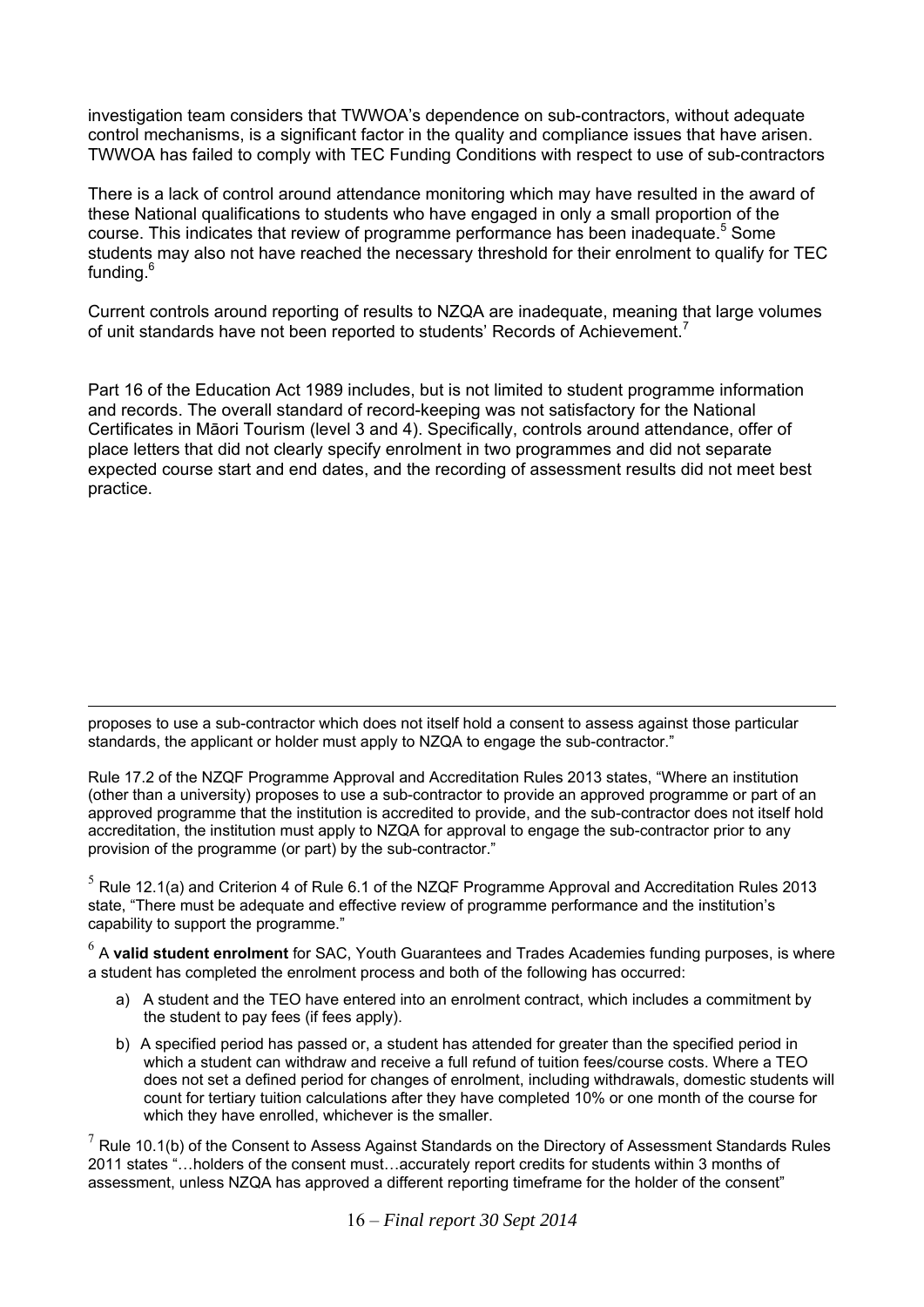investigation team considers that TWWOA's dependence on sub-contractors, without adequate control mechanisms, is a significant factor in the quality and compliance issues that have arisen. TWWOA has failed to comply with TEC Funding Conditions with respect to use of sub-contractors

There is a lack of control around attendance monitoring which may have resulted in the award of these National qualifications to students who have engaged in only a small proportion of the course. This indicates that review of programme performance has been inadequate.[5] Some students may also not have reached the necessary threshold for their enrolment to qualify for TEC funding.[6]

Current controls around reporting of results to NZQA are inadequate, meaning that large volumes of unit standards have not been reported to students' Records of Achievement.[7]

Part 16 of the Education Act 1989 includes, but is not limited to student programme information and records. The overall standard of record-keeping was not satisfactory for the National Certificates in Māori Tourism (level 3 and 4). Specifically, controls around attendance, offer of place letters that did not clearly specify enrolment in two programmes and did not separate expected course start and end dates, and the recording of assessment results did not meet best practice.

---

proposes to use a sub-contractor which does not itself hold a consent to assess against those particular standards, the applicant or holder must apply to NZQA to engage the sub-contractor."

Rule 17.2 of the NZQF Programme Approval and Accreditation Rules 2013 states, "Where an institution (other than a university) proposes to use a sub-contractor to provide an approved programme or part of an approved programme that the institution is accredited to provide, and the sub-contractor does not itself hold accreditation, the institution must apply to NZQA for approval to engage the sub-contractor prior to any provision of the programme (or part) by the sub-contractor."

[5] Rule 12.1(a) and Criterion 4 of Rule 6.1 of the NZQF Programme Approval and Accreditation Rules 2013 state, "There must be adequate and effective review of programme performance and the institution's capability to support the programme."

[6] A **valid student enrolment** for SAC, Youth Guarantees and Trades Academies funding purposes, is where a student has completed the enrolment process and both of the following has occurred:

a) A student and the TEO have entered into an enrolment contract, which includes a commitment by the student to pay fees (if fees apply).

b) A specified period has passed or, a student has attended for greater than the specified period in which a student can withdraw and receive a full refund of tuition fees/course costs. Where a TEO does not set a defined period for changes of enrolment, including withdrawals, domestic students will count for tertiary tuition calculations after they have completed 10% or one month of the course for which they have enrolled, whichever is the smaller.

[7] Rule 10.1(b) of the Consent to Assess Against Standards on the Directory of Assessment Standards Rules 2011 states "…holders of the consent must…accurately report credits for students within 3 months of assessment, unless NZQA has approved a different reporting timeframe for the holder of the consent"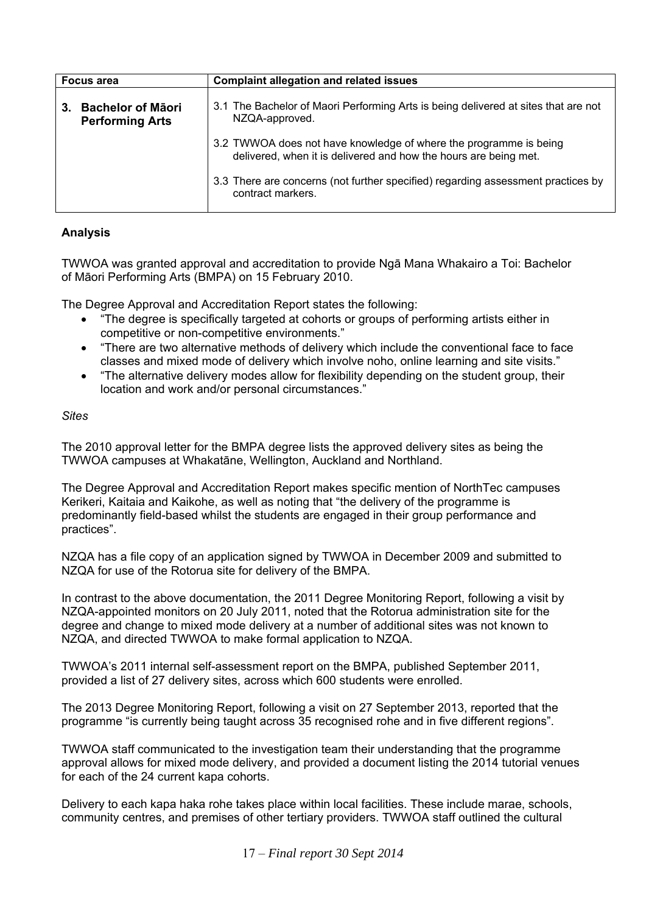| Focus area | Complaint allegation and related issues |
|---|---|
| **3. Bachelor of Māori Performing Arts** | 3.1 The Bachelor of Maori Performing Arts is being delivered at sites that are not NZQA-approved.<br><br>3.2 TWWOA does not have knowledge of where the programme is being delivered, when it is delivered and how the hours are being met.<br><br>3.3 There are concerns (not further specified) regarding assessment practices by contract markers. |

**Analysis**

TWWOA was granted approval and accreditation to provide Ngā Mana Whakairo a Toi: Bachelor of Māori Performing Arts (BMPA) on 15 February 2010.

The Degree Approval and Accreditation Report states the following:

- "The degree is specifically targeted at cohorts or groups of performing artists either in competitive or non-competitive environments."
- "There are two alternative methods of delivery which include the conventional face to face classes and mixed mode of delivery which involve noho, online learning and site visits."
- "The alternative delivery modes allow for flexibility depending on the student group, their location and work and/or personal circumstances."

*Sites*

The 2010 approval letter for the BMPA degree lists the approved delivery sites as being the TWWOA campuses at Whakatāne, Wellington, Auckland and Northland.

The Degree Approval and Accreditation Report makes specific mention of NorthTec campuses Kerikeri, Kaitaia and Kaikohe, as well as noting that "the delivery of the programme is predominantly field-based whilst the students are engaged in their group performance and practices".

NZQA has a file copy of an application signed by TWWOA in December 2009 and submitted to NZQA for use of the Rotorua site for delivery of the BMPA.

In contrast to the above documentation, the 2011 Degree Monitoring Report, following a visit by NZQA-appointed monitors on 20 July 2011, noted that the Rotorua administration site for the degree and change to mixed mode delivery at a number of additional sites was not known to NZQA, and directed TWWOA to make formal application to NZQA.

TWWOA's 2011 internal self-assessment report on the BMPA, published September 2011, provided a list of 27 delivery sites, across which 600 students were enrolled.

The 2013 Degree Monitoring Report, following a visit on 27 September 2013, reported that the programme "is currently being taught across 35 recognised rohe and in five different regions".

TWWOA staff communicated to the investigation team their understanding that the programme approval allows for mixed mode delivery, and provided a document listing the 2014 tutorial venues for each of the 24 current kapa cohorts.

Delivery to each kapa haka rohe takes place within local facilities. These include marae, schools, community centres, and premises of other tertiary providers. TWWOA staff outlined the cultural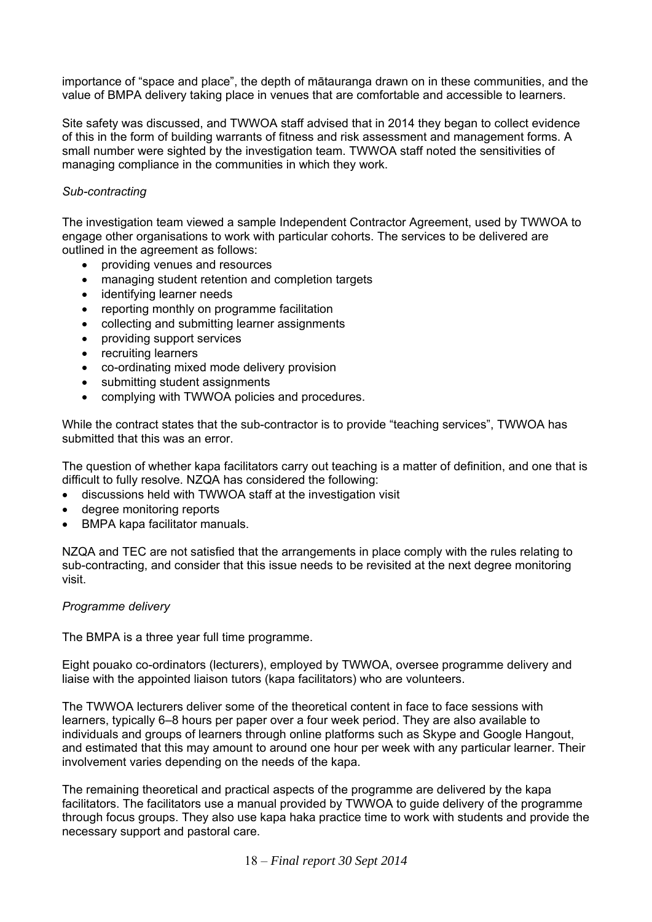importance of "space and place", the depth of mātauranga drawn on in these communities, and the value of BMPA delivery taking place in venues that are comfortable and accessible to learners.

Site safety was discussed, and TWWOA staff advised that in 2014 they began to collect evidence of this in the form of building warrants of fitness and risk assessment and management forms. A small number were sighted by the investigation team. TWWOA staff noted the sensitivities of managing compliance in the communities in which they work.

*Sub-contracting*

The investigation team viewed a sample Independent Contractor Agreement, used by TWWOA to engage other organisations to work with particular cohorts. The services to be delivered are outlined in the agreement as follows:

- providing venues and resources
- managing student retention and completion targets
- identifying learner needs
- reporting monthly on programme facilitation
- collecting and submitting learner assignments
- providing support services
- recruiting learners
- co-ordinating mixed mode delivery provision
- submitting student assignments
- complying with TWWOA policies and procedures.

While the contract states that the sub-contractor is to provide "teaching services", TWWOA has submitted that this was an error.

The question of whether kapa facilitators carry out teaching is a matter of definition, and one that is difficult to fully resolve. NZQA has considered the following:

- discussions held with TWWOA staff at the investigation visit
- degree monitoring reports
- BMPA kapa facilitator manuals.

NZQA and TEC are not satisfied that the arrangements in place comply with the rules relating to sub-contracting, and consider that this issue needs to be revisited at the next degree monitoring visit.

*Programme delivery*

The BMPA is a three year full time programme.

Eight pouako co-ordinators (lecturers), employed by TWWOA, oversee programme delivery and liaise with the appointed liaison tutors (kapa facilitators) who are volunteers.

The TWWOA lecturers deliver some of the theoretical content in face to face sessions with learners, typically 6–8 hours per paper over a four week period. They are also available to individuals and groups of learners through online platforms such as Skype and Google Hangout, and estimated that this may amount to around one hour per week with any particular learner. Their involvement varies depending on the needs of the kapa.

The remaining theoretical and practical aspects of the programme are delivered by the kapa facilitators. The facilitators use a manual provided by TWWOA to guide delivery of the programme through focus groups. They also use kapa haka practice time to work with students and provide the necessary support and pastoral care.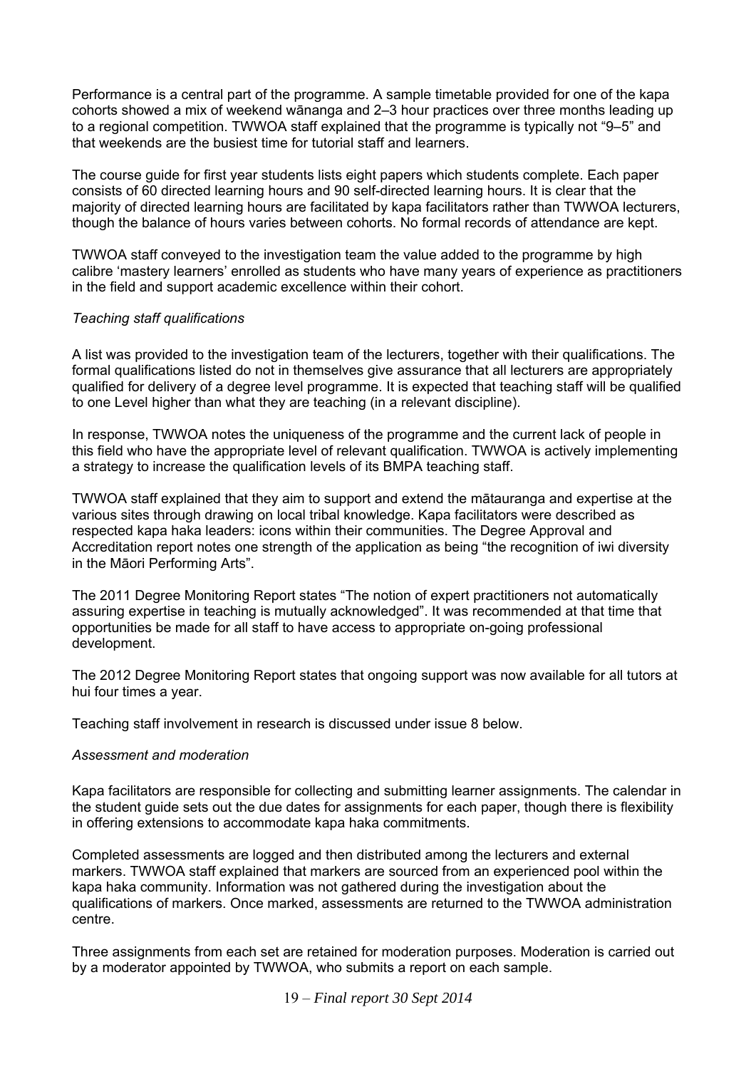Performance is a central part of the programme. A sample timetable provided for one of the kapa cohorts showed a mix of weekend wānanga and 2–3 hour practices over three months leading up to a regional competition. TWWOA staff explained that the programme is typically not "9–5" and that weekends are the busiest time for tutorial staff and learners.

The course guide for first year students lists eight papers which students complete. Each paper consists of 60 directed learning hours and 90 self-directed learning hours. It is clear that the majority of directed learning hours are facilitated by kapa facilitators rather than TWWOA lecturers, though the balance of hours varies between cohorts. No formal records of attendance are kept.

TWWOA staff conveyed to the investigation team the value added to the programme by high calibre 'mastery learners' enrolled as students who have many years of experience as practitioners in the field and support academic excellence within their cohort.

*Teaching staff qualifications*

A list was provided to the investigation team of the lecturers, together with their qualifications. The formal qualifications listed do not in themselves give assurance that all lecturers are appropriately qualified for delivery of a degree level programme. It is expected that teaching staff will be qualified to one Level higher than what they are teaching (in a relevant discipline).

In response, TWWOA notes the uniqueness of the programme and the current lack of people in this field who have the appropriate level of relevant qualification. TWWOA is actively implementing a strategy to increase the qualification levels of its BMPA teaching staff.

TWWOA staff explained that they aim to support and extend the mātauranga and expertise at the various sites through drawing on local tribal knowledge. Kapa facilitators were described as respected kapa haka leaders: icons within their communities. The Degree Approval and Accreditation report notes one strength of the application as being "the recognition of iwi diversity in the Māori Performing Arts".

The 2011 Degree Monitoring Report states "The notion of expert practitioners not automatically assuring expertise in teaching is mutually acknowledged". It was recommended at that time that opportunities be made for all staff to have access to appropriate on-going professional development.

The 2012 Degree Monitoring Report states that ongoing support was now available for all tutors at hui four times a year.

Teaching staff involvement in research is discussed under issue 8 below.

*Assessment and moderation*

Kapa facilitators are responsible for collecting and submitting learner assignments. The calendar in the student guide sets out the due dates for assignments for each paper, though there is flexibility in offering extensions to accommodate kapa haka commitments.

Completed assessments are logged and then distributed among the lecturers and external markers. TWWOA staff explained that markers are sourced from an experienced pool within the kapa haka community. Information was not gathered during the investigation about the qualifications of markers. Once marked, assessments are returned to the TWWOA administration centre.

Three assignments from each set are retained for moderation purposes. Moderation is carried out by a moderator appointed by TWWOA, who submits a report on each sample.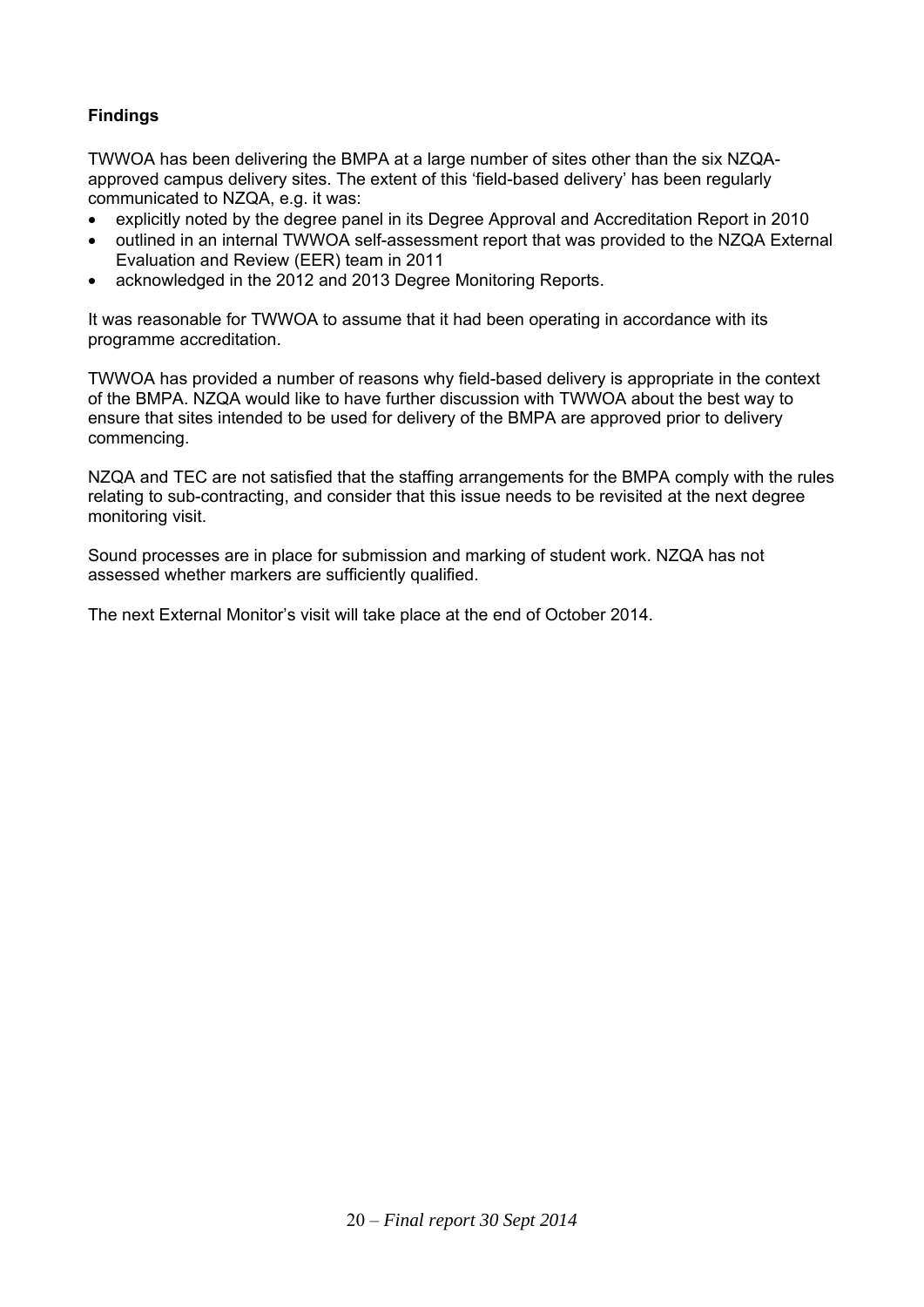**Findings**

TWWOA has been delivering the BMPA at a large number of sites other than the six NZQA-approved campus delivery sites. The extent of this 'field-based delivery' has been regularly communicated to NZQA, e.g. it was:

- explicitly noted by the degree panel in its Degree Approval and Accreditation Report in 2010
- outlined in an internal TWWOA self-assessment report that was provided to the NZQA External Evaluation and Review (EER) team in 2011
- acknowledged in the 2012 and 2013 Degree Monitoring Reports.

It was reasonable for TWWOA to assume that it had been operating in accordance with its programme accreditation.

TWWOA has provided a number of reasons why field-based delivery is appropriate in the context of the BMPA. NZQA would like to have further discussion with TWWOA about the best way to ensure that sites intended to be used for delivery of the BMPA are approved prior to delivery commencing.

NZQA and TEC are not satisfied that the staffing arrangements for the BMPA comply with the rules relating to sub-contracting, and consider that this issue needs to be revisited at the next degree monitoring visit.

Sound processes are in place for submission and marking of student work. NZQA has not assessed whether markers are sufficiently qualified.

The next External Monitor's visit will take place at the end of October 2014.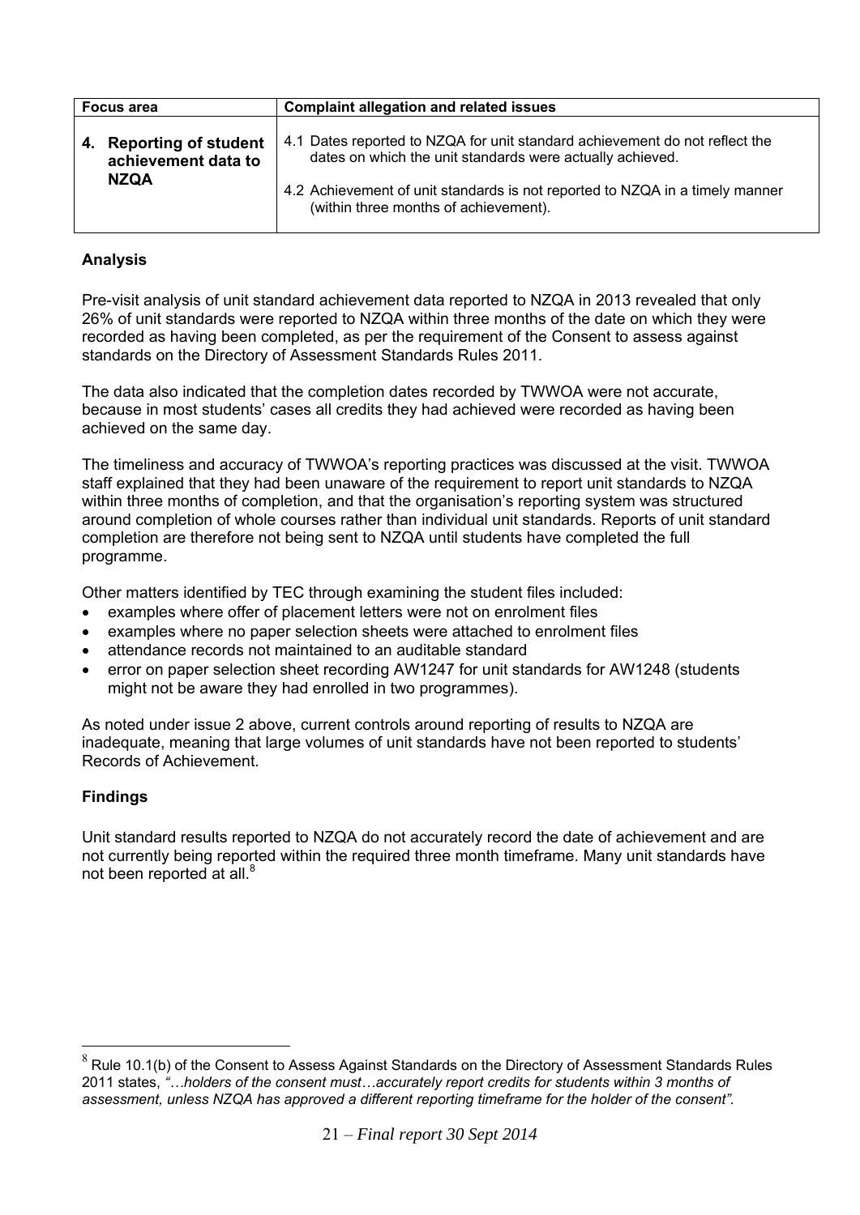| Focus area | Complaint allegation and related issues |
|---|---|
| 4. Reporting of student achievement data to NZQA | 4.1 Dates reported to NZQA for unit standard achievement do not reflect the dates on which the unit standards were actually achieved.<br><br>4.2 Achievement of unit standards is not reported to NZQA in a timely manner (within three months of achievement). |

**Analysis**

Pre-visit analysis of unit standard achievement data reported to NZQA in 2013 revealed that only 26% of unit standards were reported to NZQA within three months of the date on which they were recorded as having been completed, as per the requirement of the Consent to assess against standards on the Directory of Assessment Standards Rules 2011.

The data also indicated that the completion dates recorded by TWWOA were not accurate, because in most students' cases all credits they had achieved were recorded as having been achieved on the same day.

The timeliness and accuracy of TWWOA's reporting practices was discussed at the visit. TWWOA staff explained that they had been unaware of the requirement to report unit standards to NZQA within three months of completion, and that the organisation's reporting system was structured around completion of whole courses rather than individual unit standards. Reports of unit standard completion are therefore not being sent to NZQA until students have completed the full programme.

Other matters identified by TEC through examining the student files included:

- examples where offer of placement letters were not on enrolment files
- examples where no paper selection sheets were attached to enrolment files
- attendance records not maintained to an auditable standard
- error on paper selection sheet recording AW1247 for unit standards for AW1248 (students might not be aware they had enrolled in two programmes).

As noted under issue 2 above, current controls around reporting of results to NZQA are inadequate, meaning that large volumes of unit standards have not been reported to students' Records of Achievement.

**Findings**

Unit standard results reported to NZQA do not accurately record the date of achievement and are not currently being reported within the required three month timeframe. Many unit standards have not been reported at all.[8]

[8] Rule 10.1(b) of the Consent to Assess Against Standards on the Directory of Assessment Standards Rules 2011 states, *"…holders of the consent must…accurately report credits for students within 3 months of assessment, unless NZQA has approved a different reporting timeframe for the holder of the consent"*.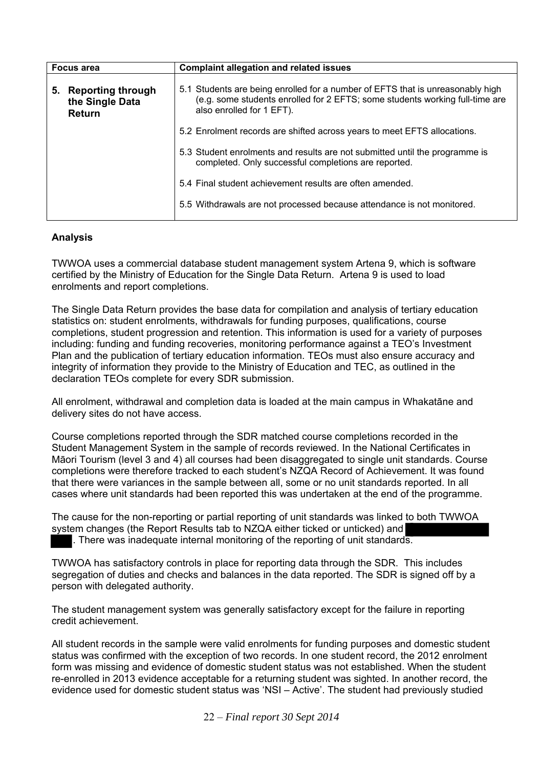| Focus area | Complaint allegation and related issues |
|---|---|
| **5. Reporting through the Single Data Return** | 5.1 Students are being enrolled for a number of EFTS that is unreasonably high (e.g. some students enrolled for 2 EFTS; some students working full-time are also enrolled for 1 EFT).<br><br>5.2 Enrolment records are shifted across years to meet EFTS allocations.<br><br>5.3 Student enrolments and results are not submitted until the programme is completed. Only successful completions are reported.<br><br>5.4 Final student achievement results are often amended.<br><br>5.5 Withdrawals are not processed because attendance is not monitored. |

**Analysis**

TWWOA uses a commercial database student management system Artena 9, which is software certified by the Ministry of Education for the Single Data Return. Artena 9 is used to load enrolments and report completions.

The Single Data Return provides the base data for compilation and analysis of tertiary education statistics on: student enrolments, withdrawals for funding purposes, qualifications, course completions, student progression and retention. This information is used for a variety of purposes including: funding and funding recoveries, monitoring performance against a TEO's Investment Plan and the publication of tertiary education information. TEOs must also ensure accuracy and integrity of information they provide to the Ministry of Education and TEC, as outlined in the declaration TEOs complete for every SDR submission.

All enrolment, withdrawal and completion data is loaded at the main campus in Whakatāne and delivery sites do not have access.

Course completions reported through the SDR matched course completions recorded in the Student Management System in the sample of records reviewed. In the National Certificates in Māori Tourism (level 3 and 4) all courses had been disaggregated to single unit standards. Course completions were therefore tracked to each student's NZQA Record of Achievement. It was found that there were variances in the sample between all, some or no unit standards reported. In all cases where unit standards had been reported this was undertaken at the end of the programme.

The cause for the non-reporting or partial reporting of unit standards was linked to both TWWOA system changes (the Report Results tab to NZQA either ticked or unticked) and [redacted]. There was inadequate internal monitoring of the reporting of unit standards.

TWWOA has satisfactory controls in place for reporting data through the SDR. This includes segregation of duties and checks and balances in the data reported. The SDR is signed off by a person with delegated authority.

The student management system was generally satisfactory except for the failure in reporting credit achievement.

All student records in the sample were valid enrolments for funding purposes and domestic student status was confirmed with the exception of two records. In one student record, the 2012 enrolment form was missing and evidence of domestic student status was not established. When the student re-enrolled in 2013 evidence acceptable for a returning student was sighted. In another record, the evidence used for domestic student status was 'NSI – Active'. The student had previously studied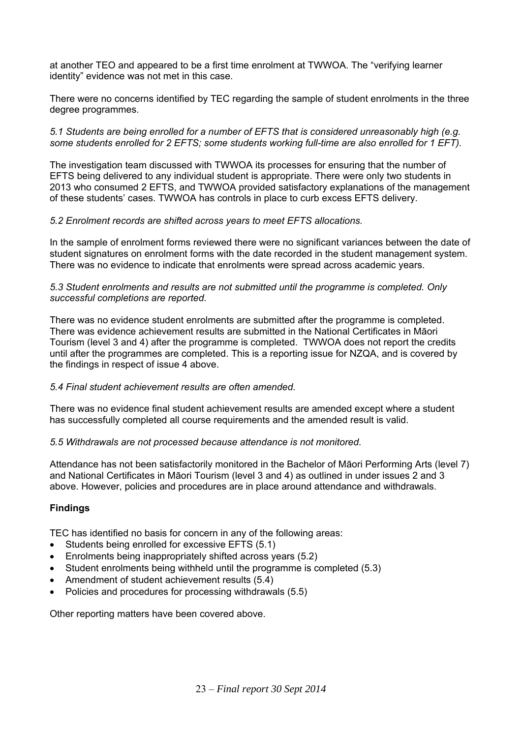at another TEO and appeared to be a first time enrolment at TWWOA. The "verifying learner identity" evidence was not met in this case.

There were no concerns identified by TEC regarding the sample of student enrolments in the three degree programmes.

*5.1 Students are being enrolled for a number of EFTS that is considered unreasonably high (e.g. some students enrolled for 2 EFTS; some students working full-time are also enrolled for 1 EFT).*

The investigation team discussed with TWWOA its processes for ensuring that the number of EFTS being delivered to any individual student is appropriate. There were only two students in 2013 who consumed 2 EFTS, and TWWOA provided satisfactory explanations of the management of these students' cases. TWWOA has controls in place to curb excess EFTS delivery.

*5.2 Enrolment records are shifted across years to meet EFTS allocations.*

In the sample of enrolment forms reviewed there were no significant variances between the date of student signatures on enrolment forms with the date recorded in the student management system. There was no evidence to indicate that enrolments were spread across academic years.

*5.3 Student enrolments and results are not submitted until the programme is completed. Only successful completions are reported.*

There was no evidence student enrolments are submitted after the programme is completed. There was evidence achievement results are submitted in the National Certificates in Māori Tourism (level 3 and 4) after the programme is completed. TWWOA does not report the credits until after the programmes are completed. This is a reporting issue for NZQA, and is covered by the findings in respect of issue 4 above.

*5.4 Final student achievement results are often amended.*

There was no evidence final student achievement results are amended except where a student has successfully completed all course requirements and the amended result is valid.

*5.5 Withdrawals are not processed because attendance is not monitored.*

Attendance has not been satisfactorily monitored in the Bachelor of Māori Performing Arts (level 7) and National Certificates in Māori Tourism (level 3 and 4) as outlined in under issues 2 and 3 above. However, policies and procedures are in place around attendance and withdrawals.

**Findings**

TEC has identified no basis for concern in any of the following areas:

- Students being enrolled for excessive EFTS (5.1)
- Enrolments being inappropriately shifted across years (5.2)
- Student enrolments being withheld until the programme is completed (5.3)
- Amendment of student achievement results (5.4)
- Policies and procedures for processing withdrawals (5.5)

Other reporting matters have been covered above.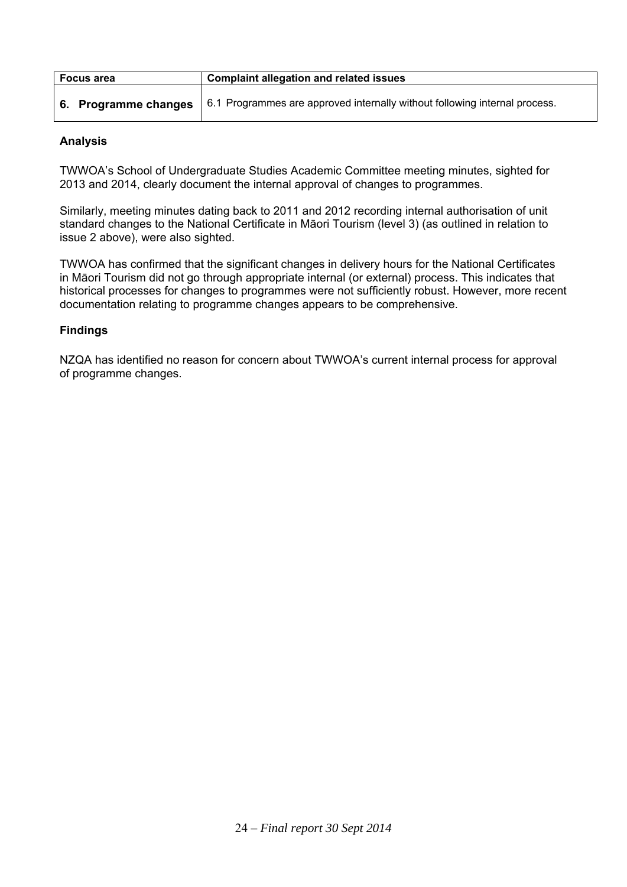| Focus area | Complaint allegation and related issues |
| --- | --- |
| **6. Programme changes** | 6.1 Programmes are approved internally without following internal process. |

**Analysis**

TWWOA's School of Undergraduate Studies Academic Committee meeting minutes, sighted for 2013 and 2014, clearly document the internal approval of changes to programmes.

Similarly, meeting minutes dating back to 2011 and 2012 recording internal authorisation of unit standard changes to the National Certificate in Māori Tourism (level 3) (as outlined in relation to issue 2 above), were also sighted.

TWWOA has confirmed that the significant changes in delivery hours for the National Certificates in Māori Tourism did not go through appropriate internal (or external) process. This indicates that historical processes for changes to programmes were not sufficiently robust. However, more recent documentation relating to programme changes appears to be comprehensive.

**Findings**

NZQA has identified no reason for concern about TWWOA's current internal process for approval of programme changes.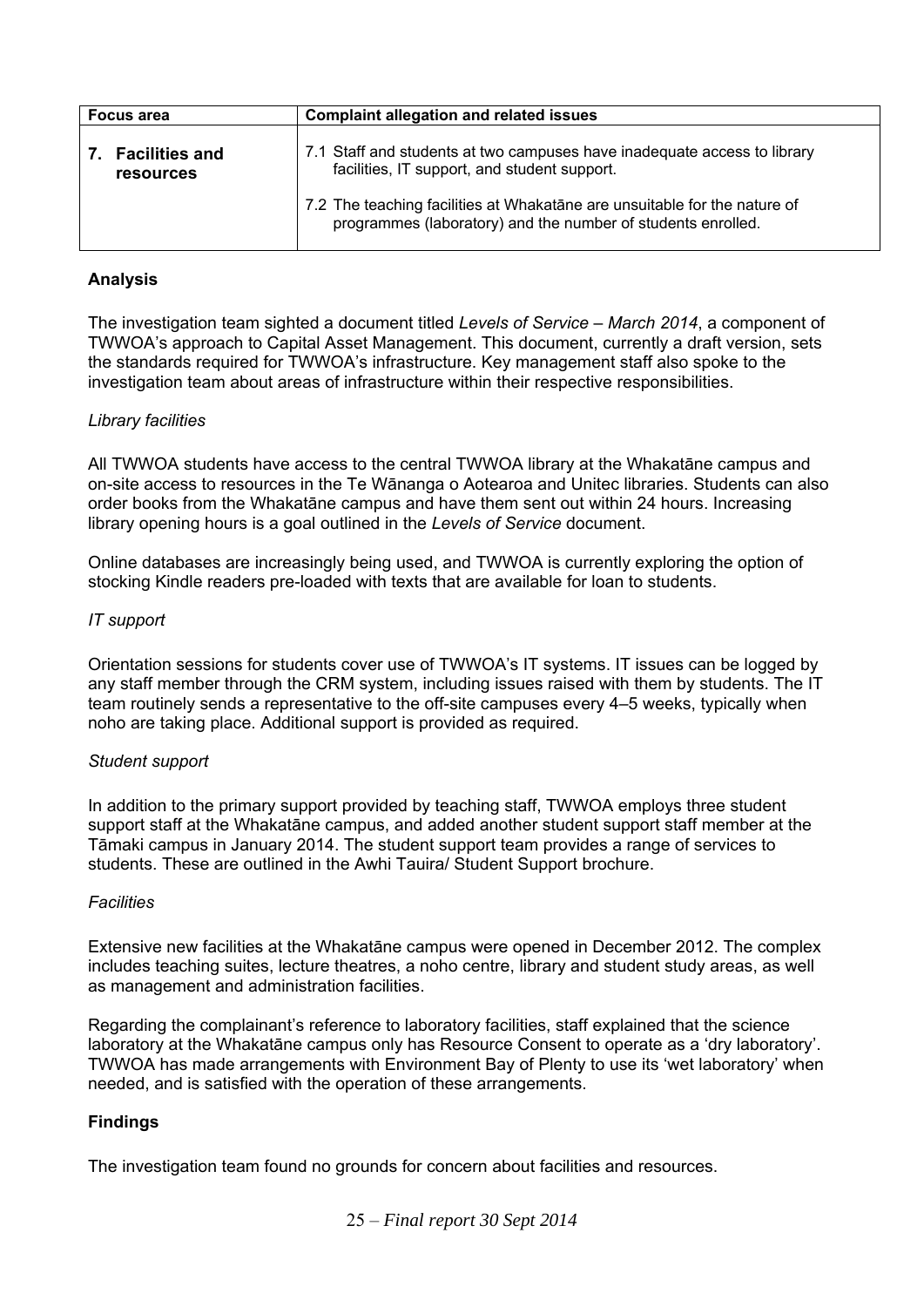| Focus area | Complaint allegation and related issues |
|---|---|
| 7. Facilities and resources | 7.1 Staff and students at two campuses have inadequate access to library facilities, IT support, and student support.<br><br>7.2 The teaching facilities at Whakatāne are unsuitable for the nature of programmes (laboratory) and the number of students enrolled. |

**Analysis**

The investigation team sighted a document titled *Levels of Service – March 2014*, a component of TWWOA's approach to Capital Asset Management. This document, currently a draft version, sets the standards required for TWWOA's infrastructure. Key management staff also spoke to the investigation team about areas of infrastructure within their respective responsibilities.

*Library facilities*

All TWWOA students have access to the central TWWOA library at the Whakatāne campus and on-site access to resources in the Te Wānanga o Aotearoa and Unitec libraries. Students can also order books from the Whakatāne campus and have them sent out within 24 hours. Increasing library opening hours is a goal outlined in the *Levels of Service* document.

Online databases are increasingly being used, and TWWOA is currently exploring the option of stocking Kindle readers pre-loaded with texts that are available for loan to students.

*IT support*

Orientation sessions for students cover use of TWWOA's IT systems. IT issues can be logged by any staff member through the CRM system, including issues raised with them by students. The IT team routinely sends a representative to the off-site campuses every 4–5 weeks, typically when noho are taking place. Additional support is provided as required.

*Student support*

In addition to the primary support provided by teaching staff, TWWOA employs three student support staff at the Whakatāne campus, and added another student support staff member at the Tāmaki campus in January 2014. The student support team provides a range of services to students. These are outlined in the Awhi Tauira/ Student Support brochure.

*Facilities*

Extensive new facilities at the Whakatāne campus were opened in December 2012. The complex includes teaching suites, lecture theatres, a noho centre, library and student study areas, as well as management and administration facilities.

Regarding the complainant's reference to laboratory facilities, staff explained that the science laboratory at the Whakatāne campus only has Resource Consent to operate as a 'dry laboratory'. TWWOA has made arrangements with Environment Bay of Plenty to use its 'wet laboratory' when needed, and is satisfied with the operation of these arrangements.

**Findings**

The investigation team found no grounds for concern about facilities and resources.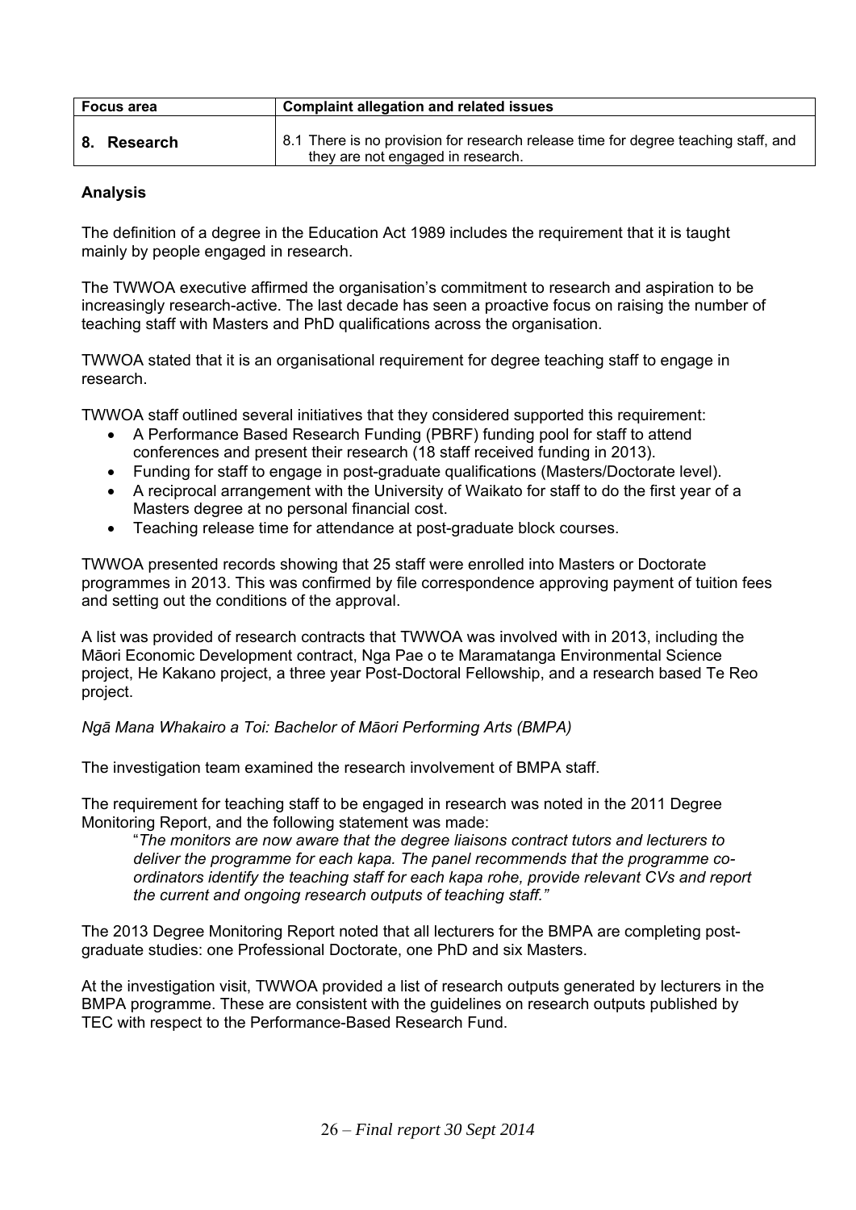| Focus area | Complaint allegation and related issues |
|---|---|
| **8. Research** | 8.1 There is no provision for research release time for degree teaching staff, and they are not engaged in research. |

**Analysis**

The definition of a degree in the Education Act 1989 includes the requirement that it is taught mainly by people engaged in research.

The TWWOA executive affirmed the organisation's commitment to research and aspiration to be increasingly research-active. The last decade has seen a proactive focus on raising the number of teaching staff with Masters and PhD qualifications across the organisation.

TWWOA stated that it is an organisational requirement for degree teaching staff to engage in research.

TWWOA staff outlined several initiatives that they considered supported this requirement:

- A Performance Based Research Funding (PBRF) funding pool for staff to attend conferences and present their research (18 staff received funding in 2013).
- Funding for staff to engage in post-graduate qualifications (Masters/Doctorate level).
- A reciprocal arrangement with the University of Waikato for staff to do the first year of a Masters degree at no personal financial cost.
- Teaching release time for attendance at post-graduate block courses.

TWWOA presented records showing that 25 staff were enrolled into Masters or Doctorate programmes in 2013. This was confirmed by file correspondence approving payment of tuition fees and setting out the conditions of the approval.

A list was provided of research contracts that TWWOA was involved with in 2013, including the Māori Economic Development contract, Nga Pae o te Maramatanga Environmental Science project, He Kakano project, a three year Post-Doctoral Fellowship, and a research based Te Reo project.

*Ngā Mana Whakairo a Toi: Bachelor of Māori Performing Arts (BMPA)*

The investigation team examined the research involvement of BMPA staff.

The requirement for teaching staff to be engaged in research was noted in the 2011 Degree Monitoring Report, and the following statement was made:

> "*The monitors are now aware that the degree liaisons contract tutors and lecturers to deliver the programme for each kapa. The panel recommends that the programme co-ordinators identify the teaching staff for each kapa rohe, provide relevant CVs and report the current and ongoing research outputs of teaching staff.*"

The 2013 Degree Monitoring Report noted that all lecturers for the BMPA are completing post-graduate studies: one Professional Doctorate, one PhD and six Masters.

At the investigation visit, TWWOA provided a list of research outputs generated by lecturers in the BMPA programme. These are consistent with the guidelines on research outputs published by TEC with respect to the Performance-Based Research Fund.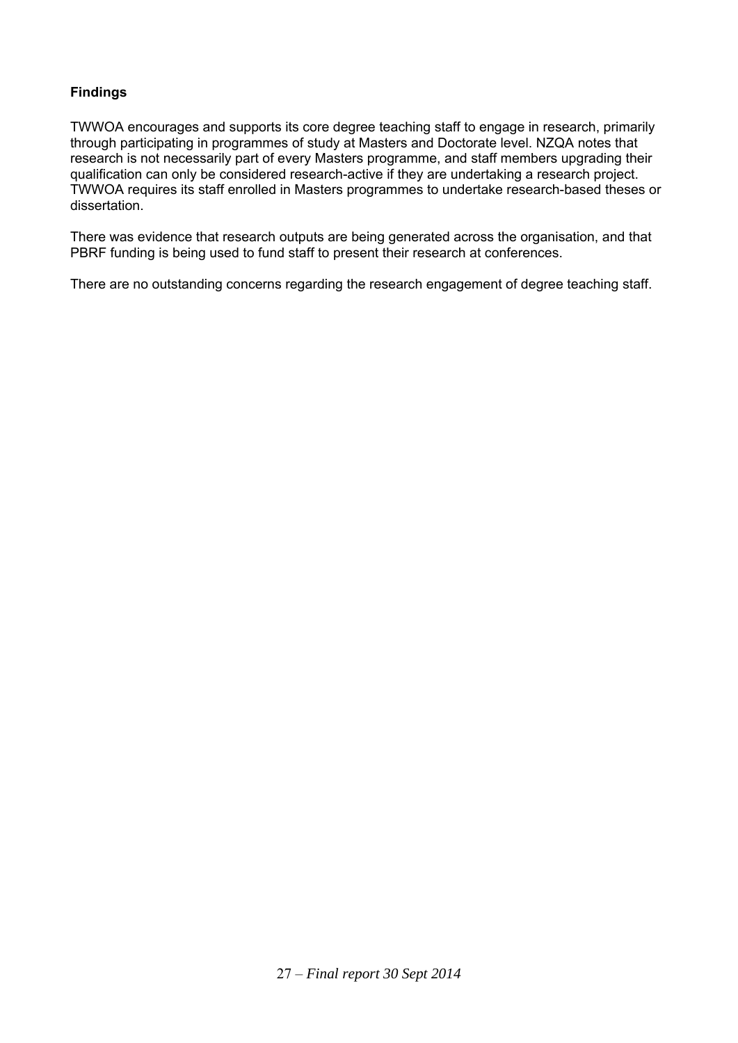**Findings**

TWWOA encourages and supports its core degree teaching staff to engage in research, primarily through participating in programmes of study at Masters and Doctorate level. NZQA notes that research is not necessarily part of every Masters programme, and staff members upgrading their qualification can only be considered research-active if they are undertaking a research project. TWWOA requires its staff enrolled in Masters programmes to undertake research-based theses or dissertation.

There was evidence that research outputs are being generated across the organisation, and that PBRF funding is being used to fund staff to present their research at conferences.

There are no outstanding concerns regarding the research engagement of degree teaching staff.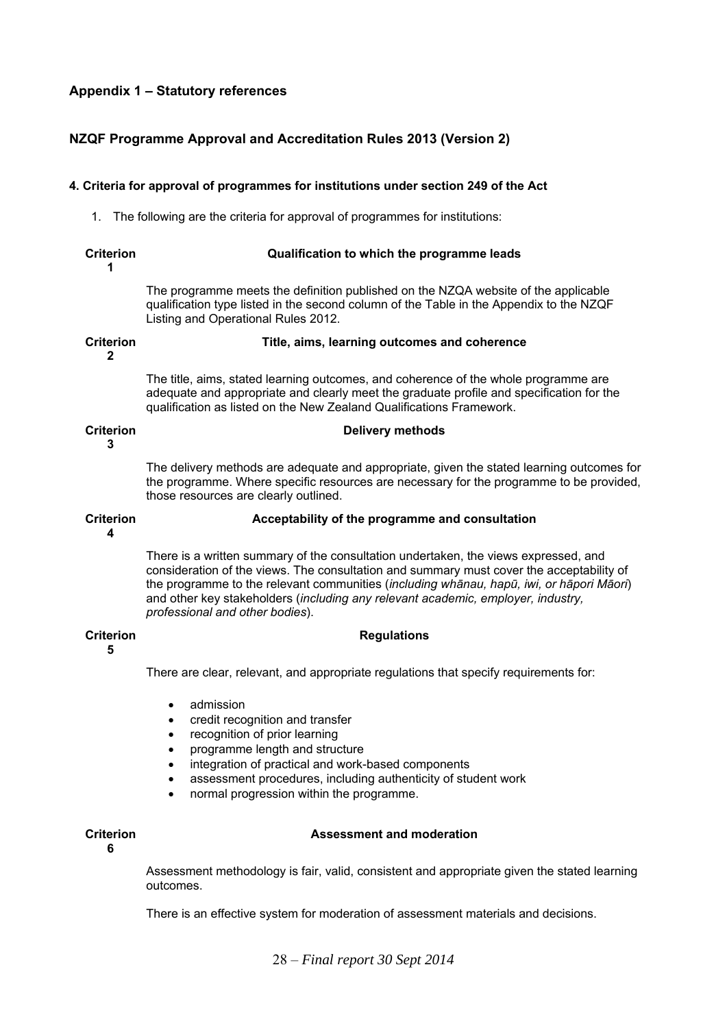## Appendix 1 – Statutory references

## NZQF Programme Approval and Accreditation Rules 2013 (Version 2)

#### 4. Criteria for approval of programmes for institutions under section 249 of the Act

1. The following are the criteria for approval of programmes for institutions:

**Criterion 1** **Qualification to which the programme leads**

The programme meets the definition published on the NZQA website of the applicable qualification type listed in the second column of the Table in the Appendix to the NZQF Listing and Operational Rules 2012.

**Criterion 2** **Title, aims, learning outcomes and coherence**

The title, aims, stated learning outcomes, and coherence of the whole programme are adequate and appropriate and clearly meet the graduate profile and specification for the qualification as listed on the New Zealand Qualifications Framework.

**Criterion 3** **Delivery methods**

The delivery methods are adequate and appropriate, given the stated learning outcomes for the programme. Where specific resources are necessary for the programme to be provided, those resources are clearly outlined.

**Criterion 4** **Acceptability of the programme and consultation**

There is a written summary of the consultation undertaken, the views expressed, and consideration of the views. The consultation and summary must cover the acceptability of the programme to the relevant communities (*including whānau, hapū, iwi, or hāpori Māori*) and other key stakeholders (*including any relevant academic, employer, industry, professional and other bodies*).

**Criterion 5** **Regulations**

There are clear, relevant, and appropriate regulations that specify requirements for:

- admission
- credit recognition and transfer
- recognition of prior learning
- programme length and structure
- integration of practical and work-based components
- assessment procedures, including authenticity of student work
- normal progression within the programme.

**Criterion 6** **Assessment and moderation**

Assessment methodology is fair, valid, consistent and appropriate given the stated learning outcomes.

There is an effective system for moderation of assessment materials and decisions.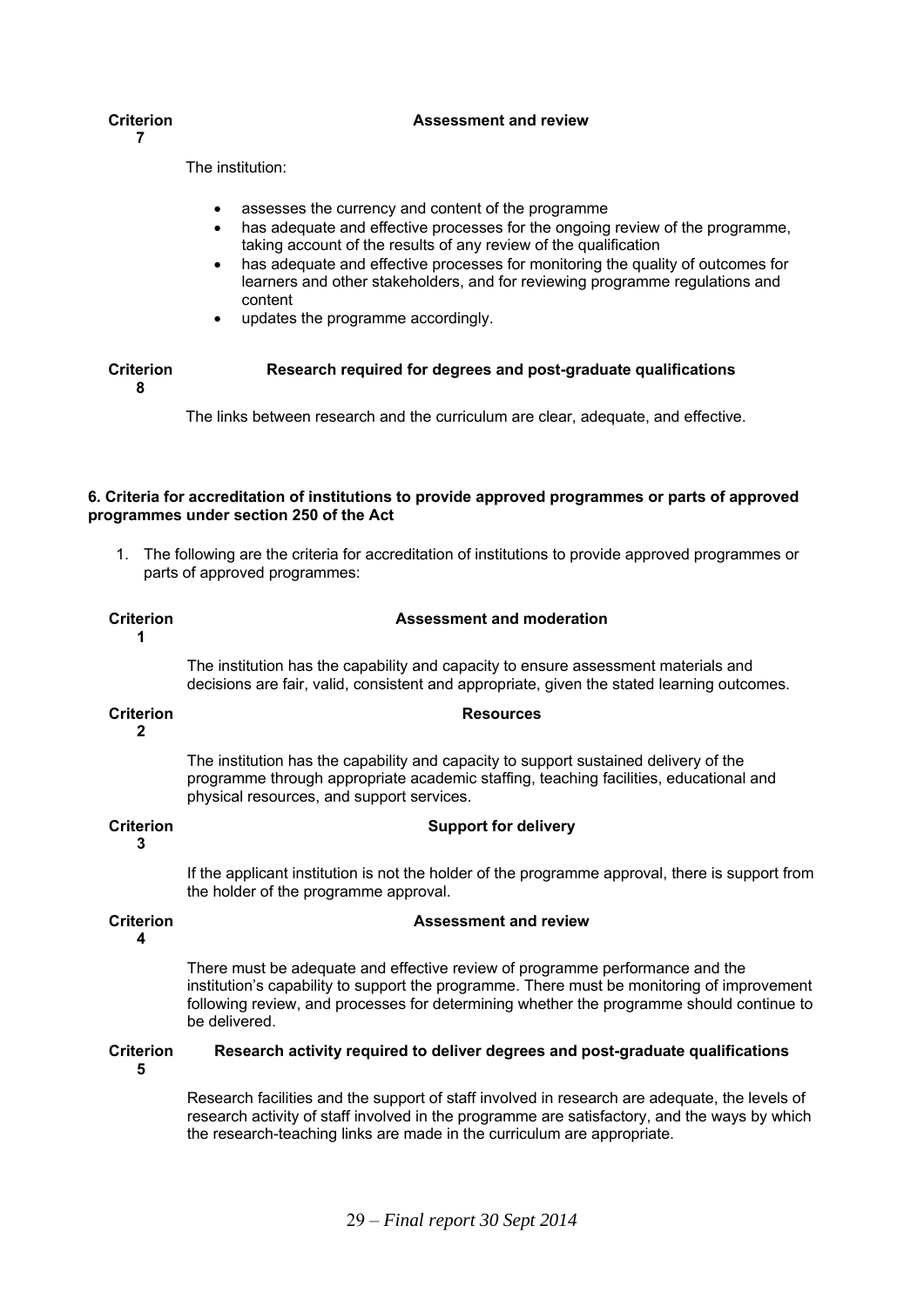**Criterion 7** **Assessment and review**

The institution:

- assesses the currency and content of the programme
- has adequate and effective processes for the ongoing review of the programme, taking account of the results of any review of the qualification
- has adequate and effective processes for monitoring the quality of outcomes for learners and other stakeholders, and for reviewing programme regulations and content
- updates the programme accordingly.

**Criterion 8** **Research required for degrees and post-graduate qualifications**

The links between research and the curriculum are clear, adequate, and effective.

**6. Criteria for accreditation of institutions to provide approved programmes or parts of approved programmes under section 250 of the Act**

1. The following are the criteria for accreditation of institutions to provide approved programmes or parts of approved programmes:

**Criterion 1** **Assessment and moderation**

The institution has the capability and capacity to ensure assessment materials and decisions are fair, valid, consistent and appropriate, given the stated learning outcomes.

**Criterion 2** **Resources**

The institution has the capability and capacity to support sustained delivery of the programme through appropriate academic staffing, teaching facilities, educational and physical resources, and support services.

**Criterion 3** **Support for delivery**

If the applicant institution is not the holder of the programme approval, there is support from the holder of the programme approval.

**Criterion 4** **Assessment and review**

There must be adequate and effective review of programme performance and the institution's capability to support the programme. There must be monitoring of improvement following review, and processes for determining whether the programme should continue to be delivered.

**Criterion 5** **Research activity required to deliver degrees and post-graduate qualifications**

Research facilities and the support of staff involved in research are adequate, the levels of research activity of staff involved in the programme are satisfactory, and the ways by which the research-teaching links are made in the curriculum are appropriate.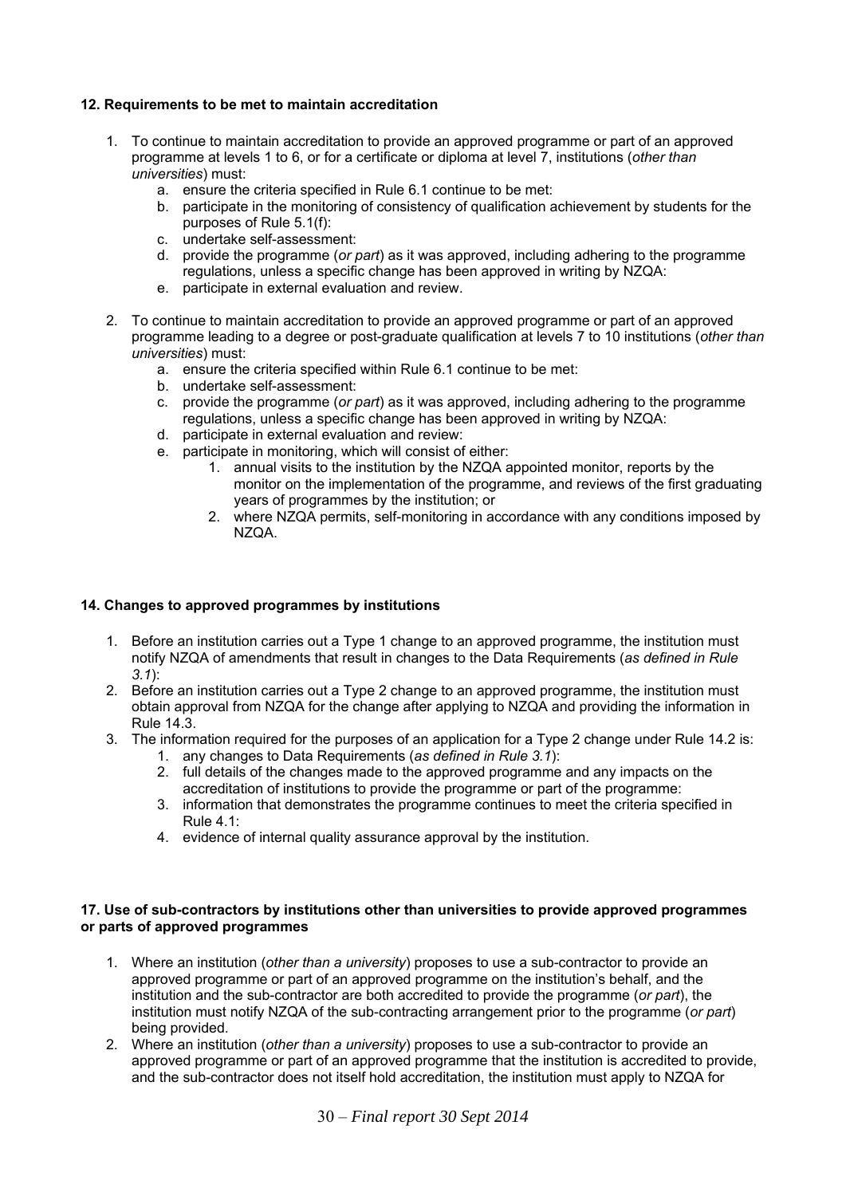**12. Requirements to be met to maintain accreditation**

1. To continue to maintain accreditation to provide an approved programme or part of an approved programme at levels 1 to 6, or for a certificate or diploma at level 7, institutions (*other than universities*) must:
    a. ensure the criteria specified in Rule 6.1 continue to be met:
    b. participate in the monitoring of consistency of qualification achievement by students for the purposes of Rule 5.1(f):
    c. undertake self-assessment:
    d. provide the programme (*or part*) as it was approved, including adhering to the programme regulations, unless a specific change has been approved in writing by NZQA:
    e. participate in external evaluation and review.
2. To continue to maintain accreditation to provide an approved programme or part of an approved programme leading to a degree or post-graduate qualification at levels 7 to 10 institutions (*other than universities*) must:
    a. ensure the criteria specified within Rule 6.1 continue to be met:
    b. undertake self-assessment:
    c. provide the programme (*or part*) as it was approved, including adhering to the programme regulations, unless a specific change has been approved in writing by NZQA:
    d. participate in external evaluation and review:
    e. participate in monitoring, which will consist of either:
        1. annual visits to the institution by the NZQA appointed monitor, reports by the monitor on the implementation of the programme, and reviews of the first graduating years of programmes by the institution; or
        2. where NZQA permits, self-monitoring in accordance with any conditions imposed by NZQA.

**14. Changes to approved programmes by institutions**

1. Before an institution carries out a Type 1 change to an approved programme, the institution must notify NZQA of amendments that result in changes to the Data Requirements (*as defined in Rule 3.1*):
2. Before an institution carries out a Type 2 change to an approved programme, the institution must obtain approval from NZQA for the change after applying to NZQA and providing the information in Rule 14.3.
3. The information required for the purposes of an application for a Type 2 change under Rule 14.2 is:
    1. any changes to Data Requirements (*as defined in Rule 3.1*):
    2. full details of the changes made to the approved programme and any impacts on the accreditation of institutions to provide the programme or part of the programme:
    3. information that demonstrates the programme continues to meet the criteria specified in Rule 4.1:
    4. evidence of internal quality assurance approval by the institution.

**17. Use of sub-contractors by institutions other than universities to provide approved programmes or parts of approved programmes**

1. Where an institution (*other than a university*) proposes to use a sub-contractor to provide an approved programme or part of an approved programme on the institution's behalf, and the institution and the sub-contractor are both accredited to provide the programme (*or part*), the institution must notify NZQA of the sub-contracting arrangement prior to the programme (*or part*) being provided.
2. Where an institution (*other than a university*) proposes to use a sub-contractor to provide an approved programme or part of an approved programme that the institution is accredited to provide, and the sub-contractor does not itself hold accreditation, the institution must apply to NZQA for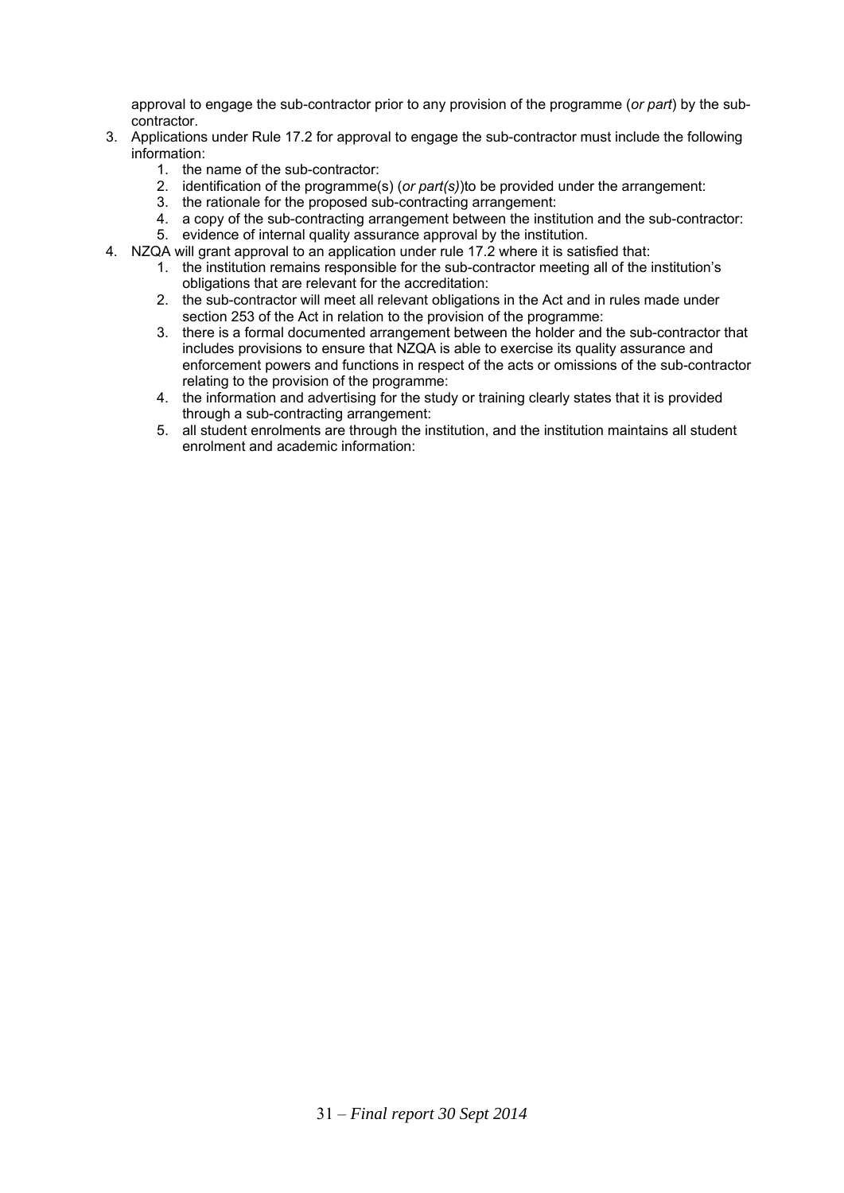approval to engage the sub-contractor prior to any provision of the programme (*or part*) by the sub-contractor.

3. Applications under Rule 17.2 for approval to engage the sub-contractor must include the following information:
    1. the name of the sub-contractor:
    2. identification of the programme(s) (*or part(s)*)to be provided under the arrangement:
    3. the rationale for the proposed sub-contracting arrangement:
    4. a copy of the sub-contracting arrangement between the institution and the sub-contractor:
    5. evidence of internal quality assurance approval by the institution.
4. NZQA will grant approval to an application under rule 17.2 where it is satisfied that:
    1. the institution remains responsible for the sub-contractor meeting all of the institution's obligations that are relevant for the accreditation:
    2. the sub-contractor will meet all relevant obligations in the Act and in rules made under section 253 of the Act in relation to the provision of the programme:
    3. there is a formal documented arrangement between the holder and the sub-contractor that includes provisions to ensure that NZQA is able to exercise its quality assurance and enforcement powers and functions in respect of the acts or omissions of the sub-contractor relating to the provision of the programme:
    4. the information and advertising for the study or training clearly states that it is provided through a sub-contracting arrangement:
    5. all student enrolments are through the institution, and the institution maintains all student enrolment and academic information: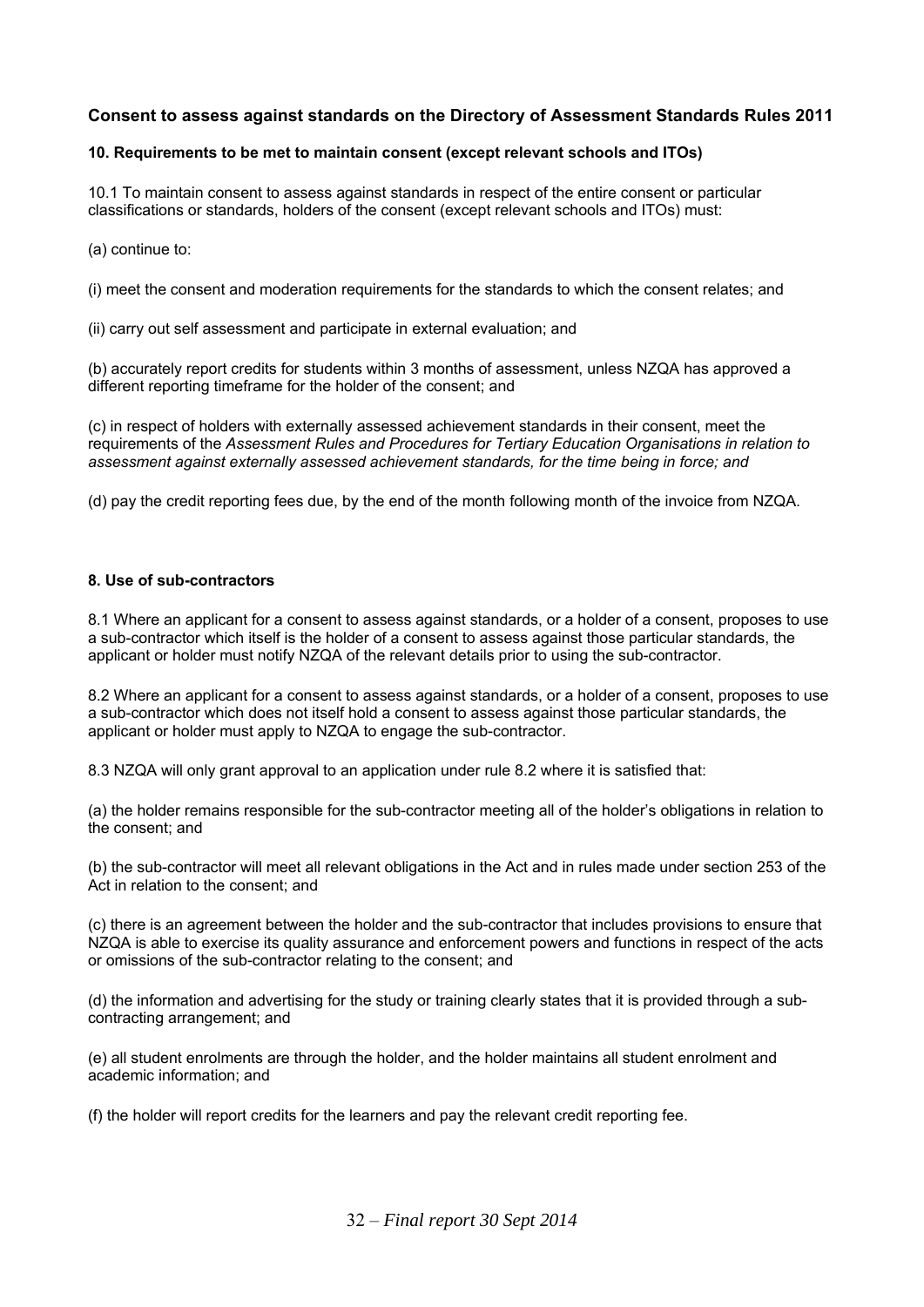### Consent to assess against standards on the Directory of Assessment Standards Rules 2011

**10. Requirements to be met to maintain consent (except relevant schools and ITOs)**

10.1 To maintain consent to assess against standards in respect of the entire consent or particular classifications or standards, holders of the consent (except relevant schools and ITOs) must:

(a) continue to:

(i) meet the consent and moderation requirements for the standards to which the consent relates; and

(ii) carry out self assessment and participate in external evaluation; and

(b) accurately report credits for students within 3 months of assessment, unless NZQA has approved a different reporting timeframe for the holder of the consent; and

(c) in respect of holders with externally assessed achievement standards in their consent, meet the requirements of the *Assessment Rules and Procedures for Tertiary Education Organisations in relation to assessment against externally assessed achievement standards, for the time being in force; and*

(d) pay the credit reporting fees due, by the end of the month following month of the invoice from NZQA.

**8. Use of sub-contractors**

8.1 Where an applicant for a consent to assess against standards, or a holder of a consent, proposes to use a sub-contractor which itself is the holder of a consent to assess against those particular standards, the applicant or holder must notify NZQA of the relevant details prior to using the sub-contractor.

8.2 Where an applicant for a consent to assess against standards, or a holder of a consent, proposes to use a sub-contractor which does not itself hold a consent to assess against those particular standards, the applicant or holder must apply to NZQA to engage the sub-contractor.

8.3 NZQA will only grant approval to an application under rule 8.2 where it is satisfied that:

(a) the holder remains responsible for the sub-contractor meeting all of the holder's obligations in relation to the consent; and

(b) the sub-contractor will meet all relevant obligations in the Act and in rules made under section 253 of the Act in relation to the consent; and

(c) there is an agreement between the holder and the sub-contractor that includes provisions to ensure that NZQA is able to exercise its quality assurance and enforcement powers and functions in respect of the acts or omissions of the sub-contractor relating to the consent; and

(d) the information and advertising for the study or training clearly states that it is provided through a sub-contracting arrangement; and

(e) all student enrolments are through the holder, and the holder maintains all student enrolment and academic information; and

(f) the holder will report credits for the learners and pay the relevant credit reporting fee.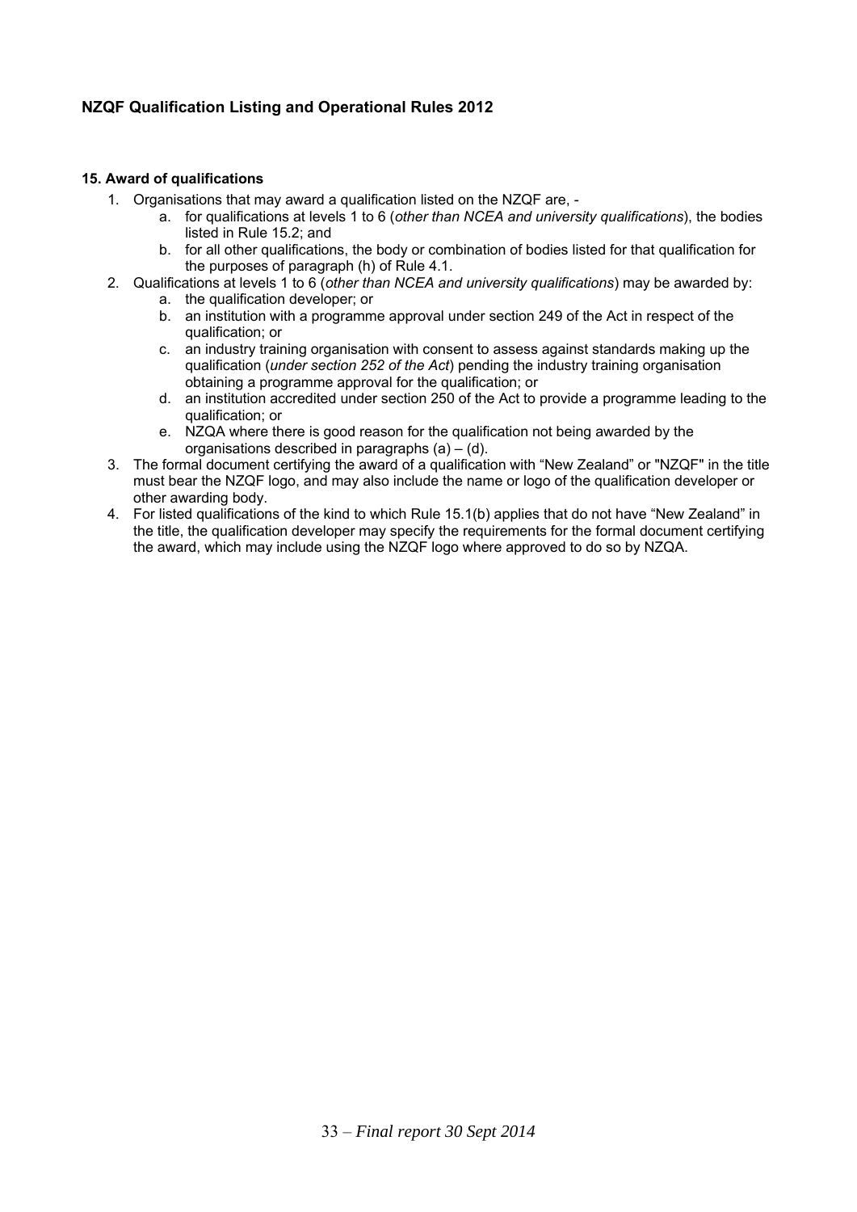## NZQF Qualification Listing and Operational Rules 2012

### 15. Award of qualifications

1. Organisations that may award a qualification listed on the NZQF are, -
   a. for qualifications at levels 1 to 6 (*other than NCEA and university qualifications*), the bodies listed in Rule 15.2; and
   b. for all other qualifications, the body or combination of bodies listed for that qualification for the purposes of paragraph (h) of Rule 4.1.
2. Qualifications at levels 1 to 6 (*other than NCEA and university qualifications*) may be awarded by:
   a. the qualification developer; or
   b. an institution with a programme approval under section 249 of the Act in respect of the qualification; or
   c. an industry training organisation with consent to assess against standards making up the qualification (*under section 252 of the Act*) pending the industry training organisation obtaining a programme approval for the qualification; or
   d. an institution accredited under section 250 of the Act to provide a programme leading to the qualification; or
   e. NZQA where there is good reason for the qualification not being awarded by the organisations described in paragraphs (a) – (d).
3. The formal document certifying the award of a qualification with "New Zealand" or "NZQF" in the title must bear the NZQF logo, and may also include the name or logo of the qualification developer or other awarding body.
4. For listed qualifications of the kind to which Rule 15.1(b) applies that do not have "New Zealand" in the title, the qualification developer may specify the requirements for the formal document certifying the award, which may include using the NZQF logo where approved to do so by NZQA.